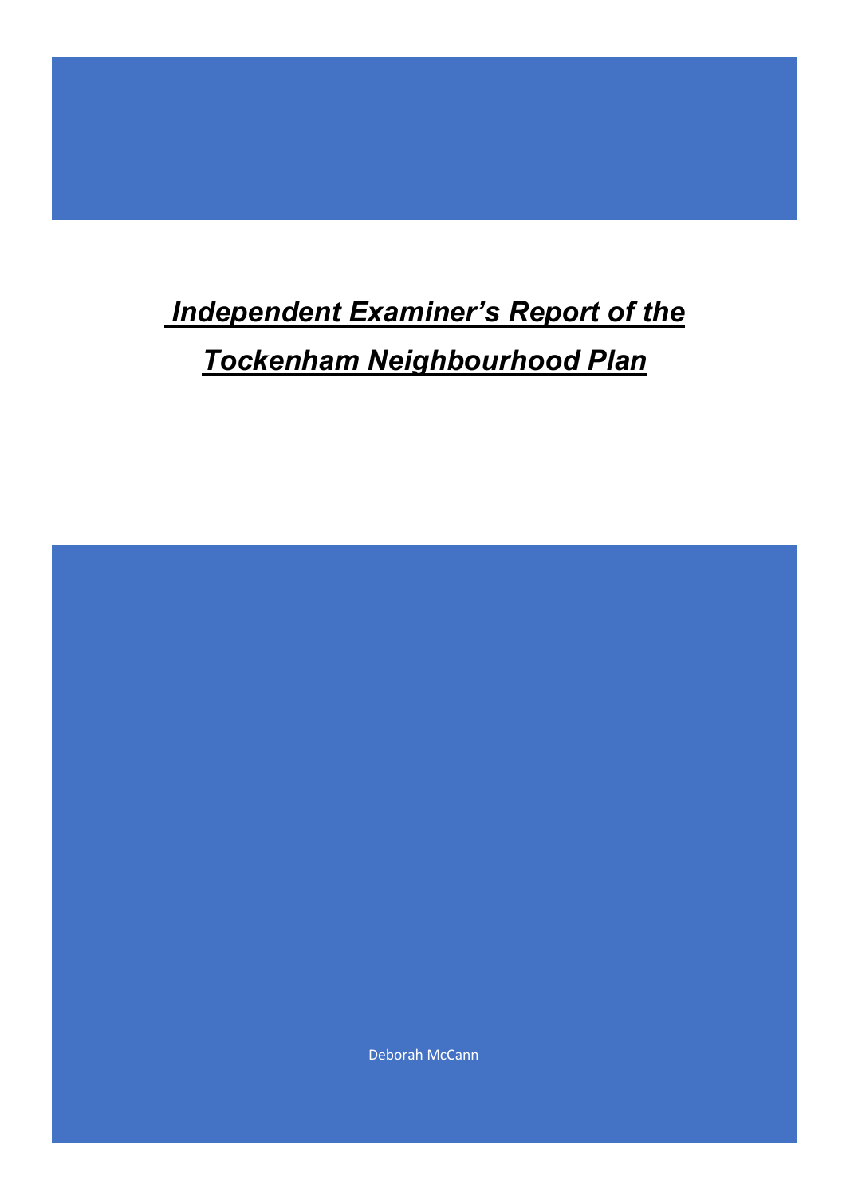# *Independent Examiner's Report of the Tockenham Neighbourhood Plan*

Deborah McCann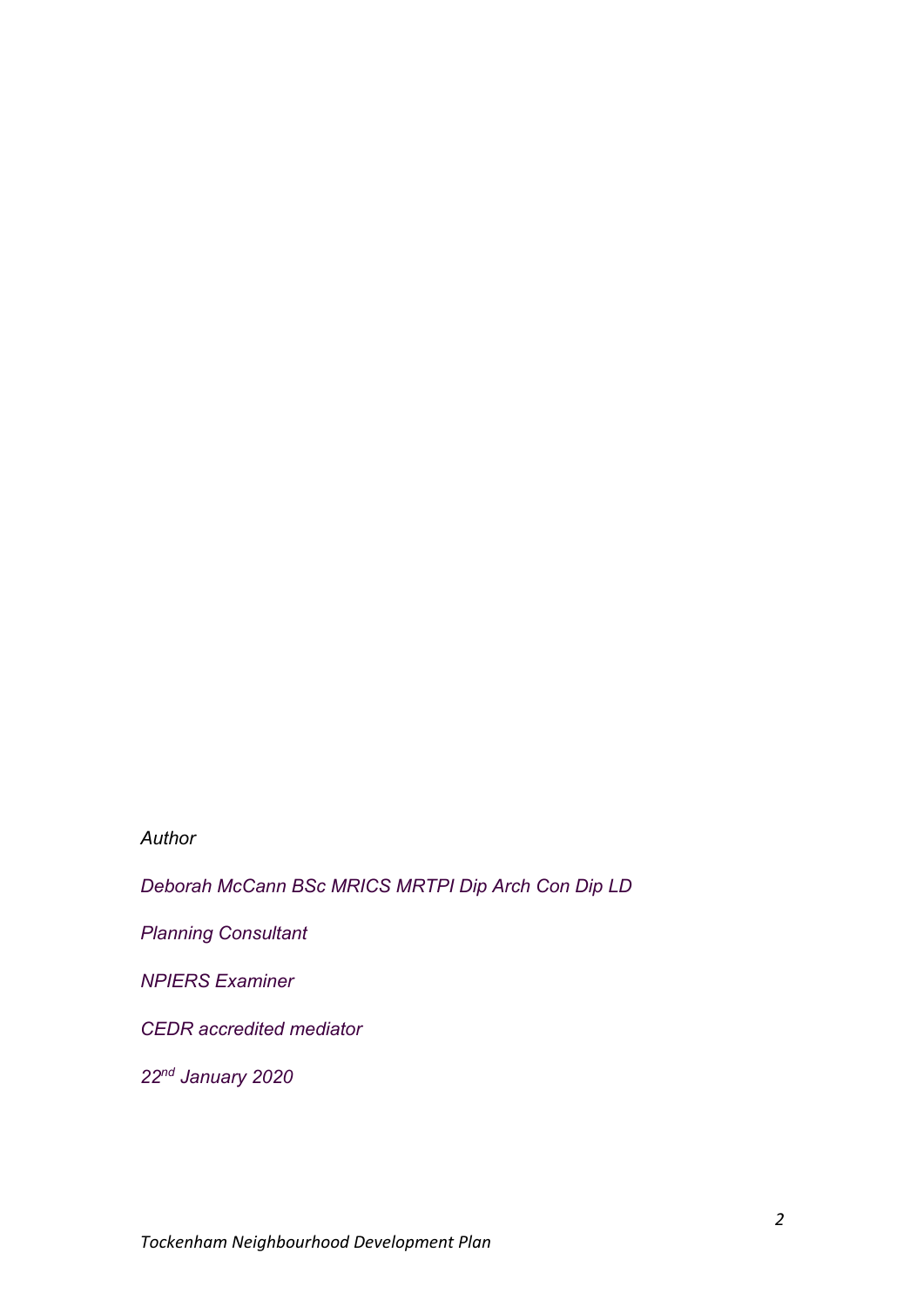*Author*

*Deborah McCann BSc MRICS MRTPI Dip Arch Con Dip LD*

*Planning Consultant*

*NPIERS Examiner*

*CEDR accredited mediator*

*22nd January 2020*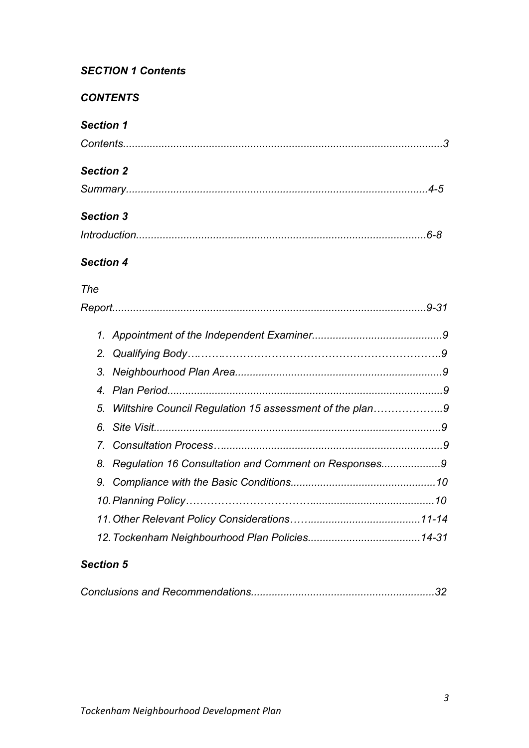***SECTION 1 Contents***

***CONTENTS***

***Section 1***

*Contents...........................................................................................................3*

***Section 2***

*Summary....................................................................................................4-5*

***Section 3***

*Introduction.................................................................................................6-8*

***Section 4***

*The Report.........................................................................................................9-31*

1. *Appointment of the Independent Examiner............................................9*
2. *Qualifying Body….…….………………………………………………………..9*
3. *Neighbourhood Plan Area.....................................................................9*
4. *Plan Period............................................................................................9*
5. *Wiltshire Council Regulation 15 assessment of the plan………………..9*
6. *Site Visit.................................................................................................9*
7. *Consultation Process…..........................................................................9*
8. *Regulation 16 Consultation and Comment on Responses....................9*
9. *Compliance with the Basic Conditions................................................10*
10. *Planning Policy………………………………..........................................10*
11. *Other Relevant Policy Considerations……......................................11-14*
12. *Tockenham Neighbourhood Plan Policies......................................14-31*

***Section 5***

*Conclusions and Recommendations..............................................................32*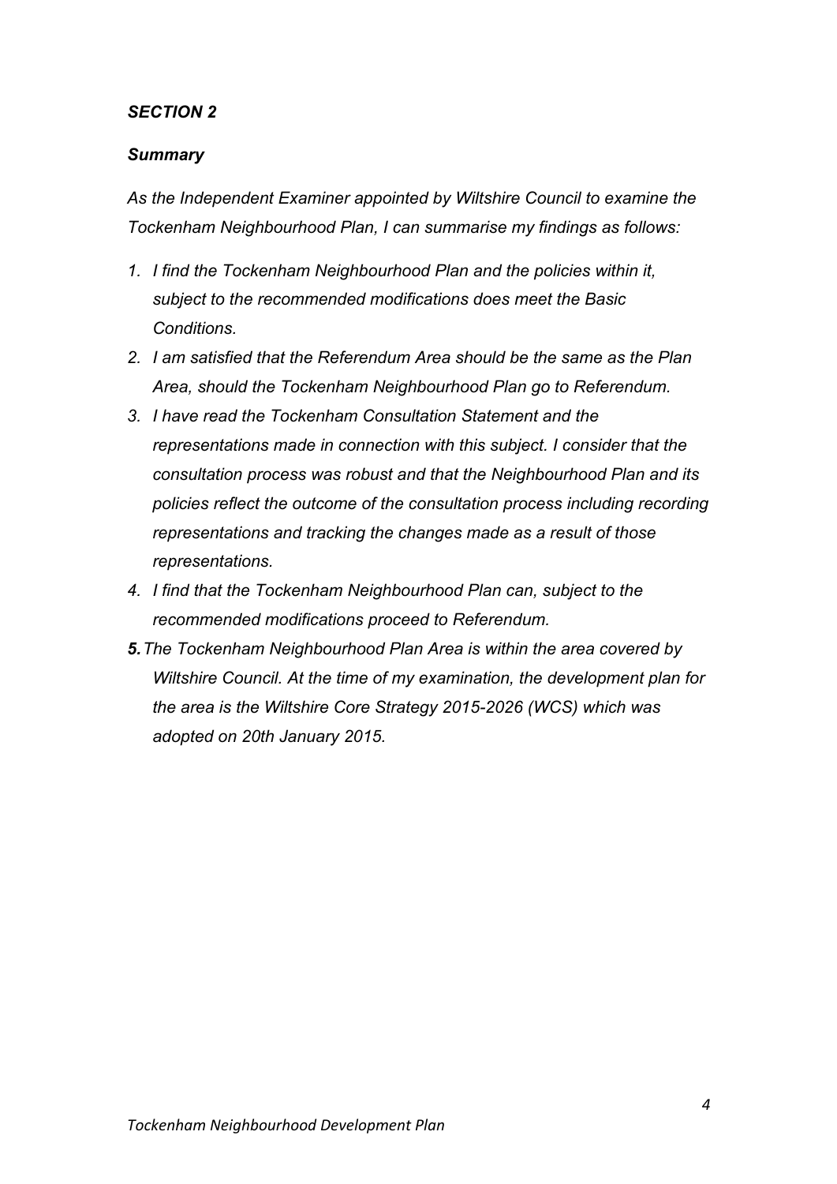## *SECTION 2*

### *Summary*

*As the Independent Examiner appointed by Wiltshire Council to examine the Tockenham Neighbourhood Plan, I can summarise my findings as follows:*

1. *I find the Tockenham Neighbourhood Plan and the policies within it, subject to the recommended modifications does meet the Basic Conditions.*
2. *I am satisfied that the Referendum Area should be the same as the Plan Area, should the Tockenham Neighbourhood Plan go to Referendum.*
3. *I have read the Tockenham Consultation Statement and the representations made in connection with this subject. I consider that the consultation process was robust and that the Neighbourhood Plan and its policies reflect the outcome of the consultation process including recording representations and tracking the changes made as a result of those representations.*
4. *I find that the Tockenham Neighbourhood Plan can, subject to the recommended modifications proceed to Referendum.*
5. *The Tockenham Neighbourhood Plan Area is within the area covered by Wiltshire Council. At the time of my examination, the development plan for the area is the Wiltshire Core Strategy 2015-2026 (WCS) which was adopted on 20th January 2015.*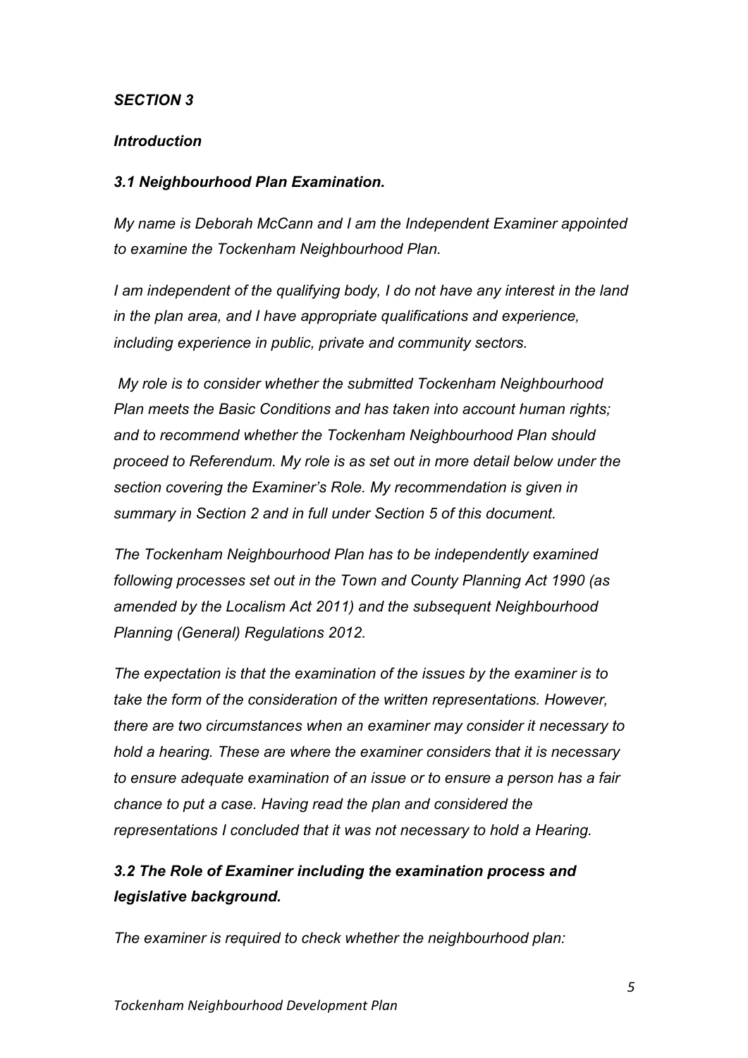## *SECTION 3*

### *Introduction*

### *3.1 Neighbourhood Plan Examination.*

*My name is Deborah McCann and I am the Independent Examiner appointed to examine the Tockenham Neighbourhood Plan.*

*I am independent of the qualifying body, I do not have any interest in the land in the plan area, and I have appropriate qualifications and experience, including experience in public, private and community sectors.*

*My role is to consider whether the submitted Tockenham Neighbourhood Plan meets the Basic Conditions and has taken into account human rights; and to recommend whether the Tockenham Neighbourhood Plan should proceed to Referendum. My role is as set out in more detail below under the section covering the Examiner's Role. My recommendation is given in summary in Section 2 and in full under Section 5 of this document.*

*The Tockenham Neighbourhood Plan has to be independently examined following processes set out in the Town and County Planning Act 1990 (as amended by the Localism Act 2011) and the subsequent Neighbourhood Planning (General) Regulations 2012.*

*The expectation is that the examination of the issues by the examiner is to take the form of the consideration of the written representations. However, there are two circumstances when an examiner may consider it necessary to hold a hearing. These are where the examiner considers that it is necessary to ensure adequate examination of an issue or to ensure a person has a fair chance to put a case. Having read the plan and considered the representations I concluded that it was not necessary to hold a Hearing.*

### *3.2 The Role of Examiner including the examination process and legislative background.*

*The examiner is required to check whether the neighbourhood plan:*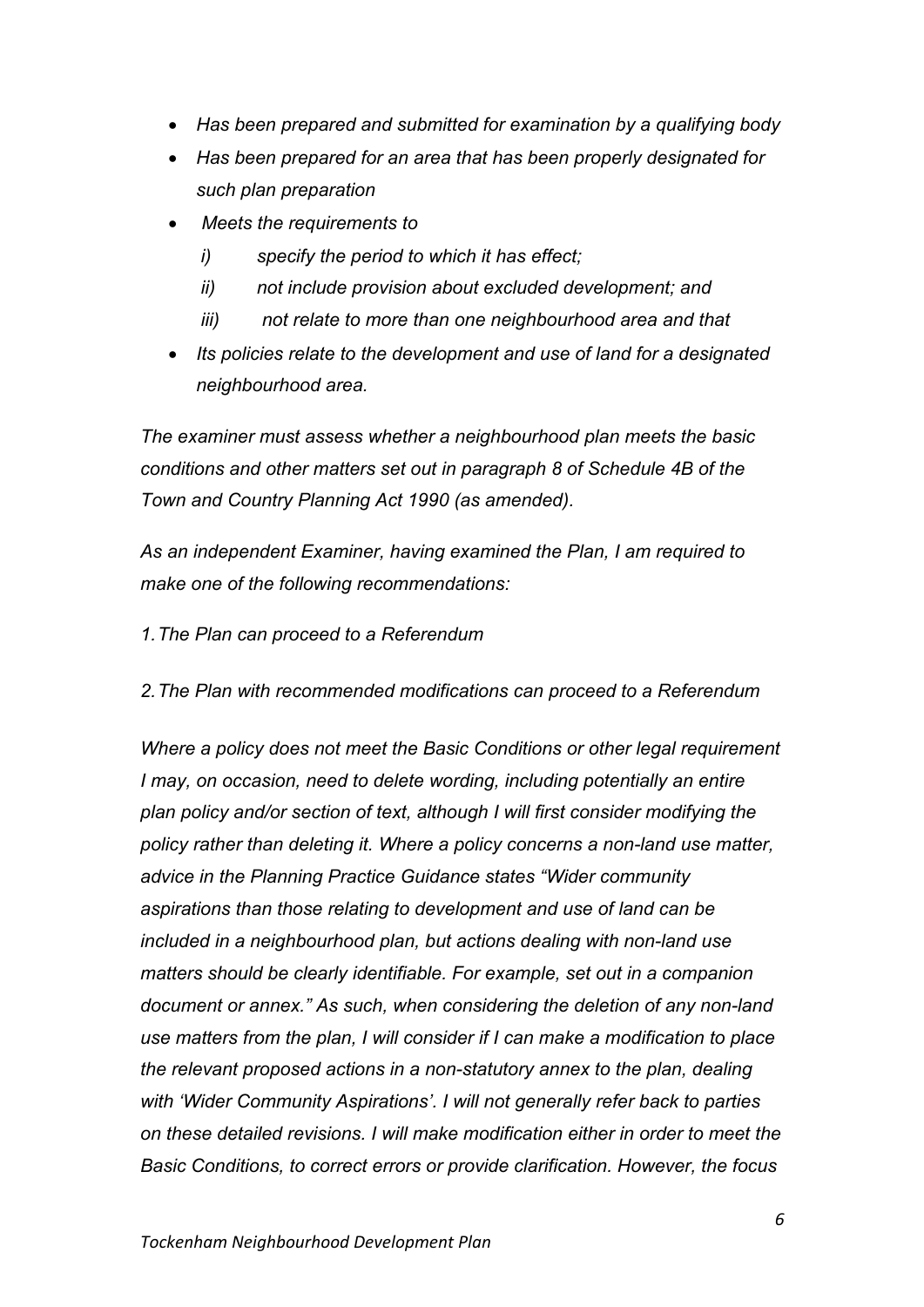- *Has been prepared and submitted for examination by a qualifying body*
- *Has been prepared for an area that has been properly designated for such plan preparation*
- *Meets the requirements to*
  - *i) specify the period to which it has effect;*
  - *ii) not include provision about excluded development; and*
  - *iii) not relate to more than one neighbourhood area and that*
- *Its policies relate to the development and use of land for a designated neighbourhood area.*

*The examiner must assess whether a neighbourhood plan meets the basic conditions and other matters set out in paragraph 8 of Schedule 4B of the Town and Country Planning Act 1990 (as amended).*

*As an independent Examiner, having examined the Plan, I am required to make one of the following recommendations:*

*1. The Plan can proceed to a Referendum*

*2. The Plan with recommended modifications can proceed to a Referendum*

*Where a policy does not meet the Basic Conditions or other legal requirement I may, on occasion, need to delete wording, including potentially an entire plan policy and/or section of text, although I will first consider modifying the policy rather than deleting it. Where a policy concerns a non-land use matter, advice in the Planning Practice Guidance states "Wider community aspirations than those relating to development and use of land can be included in a neighbourhood plan, but actions dealing with non-land use matters should be clearly identifiable. For example, set out in a companion document or annex." As such, when considering the deletion of any non-land use matters from the plan, I will consider if I can make a modification to place the relevant proposed actions in a non-statutory annex to the plan, dealing with 'Wider Community Aspirations'. I will not generally refer back to parties on these detailed revisions. I will make modification either in order to meet the Basic Conditions, to correct errors or provide clarification. However, the focus*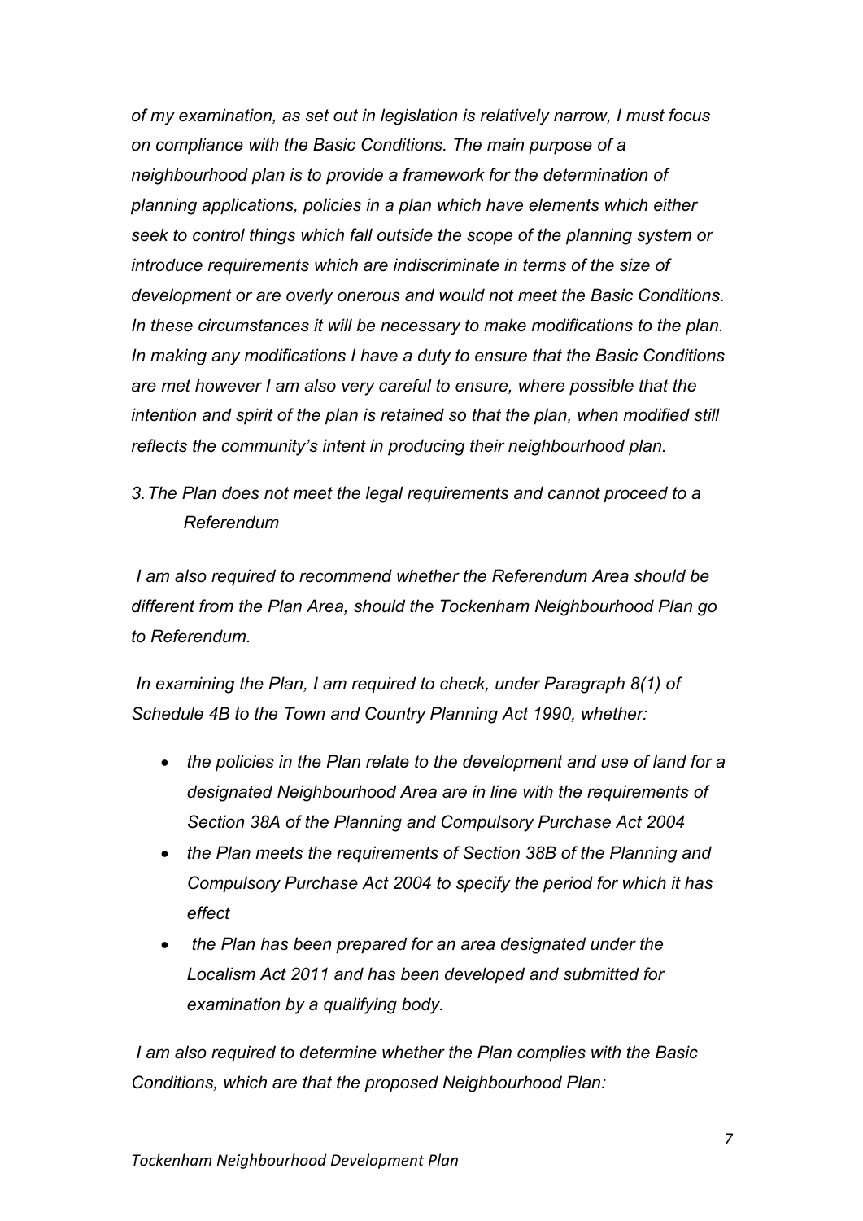*of my examination, as set out in legislation is relatively narrow, I must focus on compliance with the Basic Conditions. The main purpose of a neighbourhood plan is to provide a framework for the determination of planning applications, policies in a plan which have elements which either seek to control things which fall outside the scope of the planning system or introduce requirements which are indiscriminate in terms of the size of development or are overly onerous and would not meet the Basic Conditions. In these circumstances it will be necessary to make modifications to the plan. In making any modifications I have a duty to ensure that the Basic Conditions are met however I am also very careful to ensure, where possible that the intention and spirit of the plan is retained so that the plan, when modified still reflects the community's intent in producing their neighbourhood plan.*

3. *The Plan does not meet the legal requirements and cannot proceed to a Referendum*

*I am also required to recommend whether the Referendum Area should be different from the Plan Area, should the Tockenham Neighbourhood Plan go to Referendum.*

*In examining the Plan, I am required to check, under Paragraph 8(1) of Schedule 4B to the Town and Country Planning Act 1990, whether:*

- *the policies in the Plan relate to the development and use of land for a designated Neighbourhood Area are in line with the requirements of Section 38A of the Planning and Compulsory Purchase Act 2004*
- *the Plan meets the requirements of Section 38B of the Planning and Compulsory Purchase Act 2004 to specify the period for which it has effect*
- *the Plan has been prepared for an area designated under the Localism Act 2011 and has been developed and submitted for examination by a qualifying body.*

*I am also required to determine whether the Plan complies with the Basic Conditions, which are that the proposed Neighbourhood Plan:*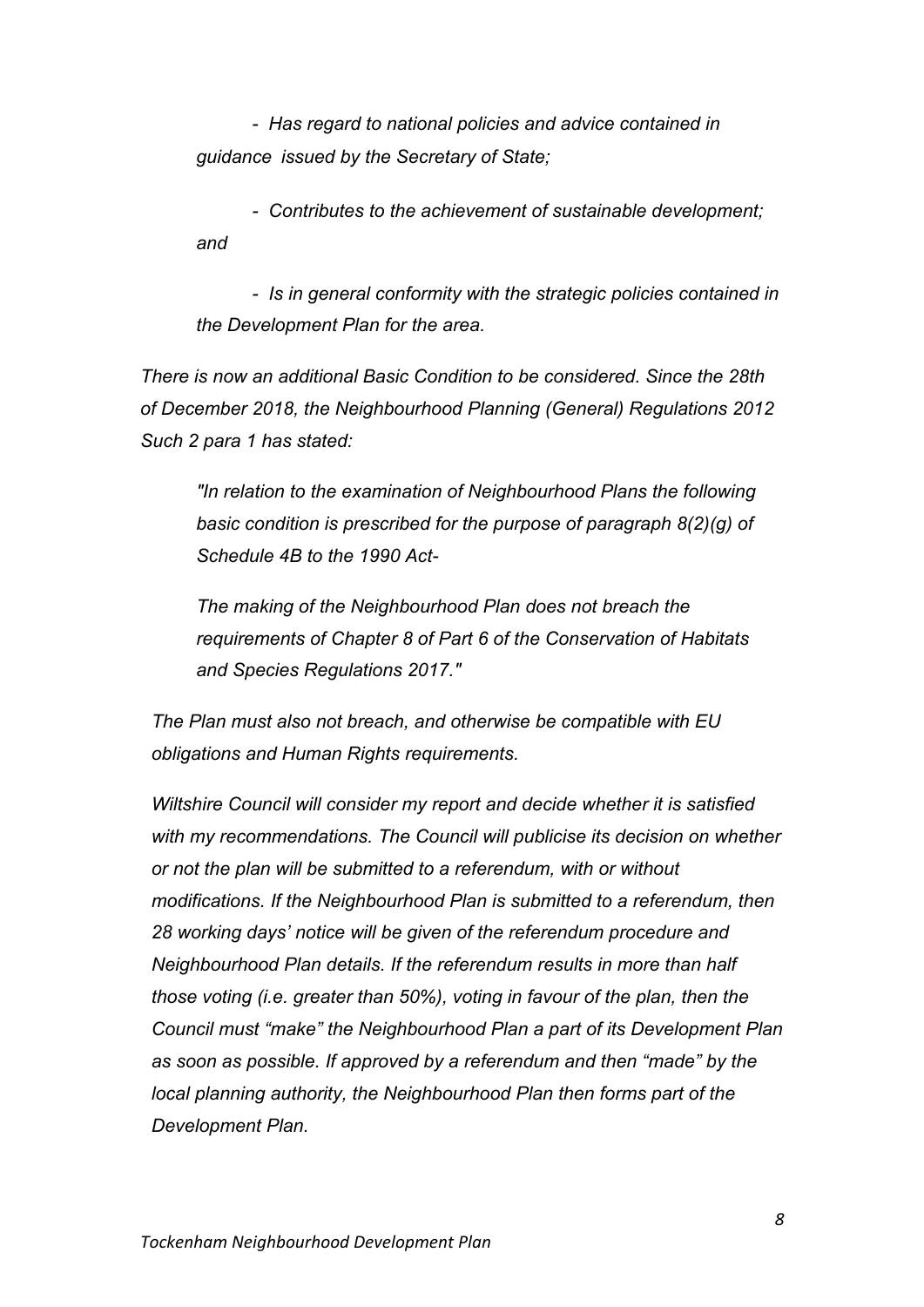*- Has regard to national policies and advice contained in guidance issued by the Secretary of State;*

*- Contributes to the achievement of sustainable development; and*

*- Is in general conformity with the strategic policies contained in the Development Plan for the area.*

*There is now an additional Basic Condition to be considered. Since the 28th of December 2018, the Neighbourhood Planning (General) Regulations 2012 Such 2 para 1 has stated:*

> *"In relation to the examination of Neighbourhood Plans the following basic condition is prescribed for the purpose of paragraph 8(2)(g) of Schedule 4B to the 1990 Act-*
>
> *The making of the Neighbourhood Plan does not breach the requirements of Chapter 8 of Part 6 of the Conservation of Habitats and Species Regulations 2017."*

*The Plan must also not breach, and otherwise be compatible with EU obligations and Human Rights requirements.*

*Wiltshire Council will consider my report and decide whether it is satisfied with my recommendations. The Council will publicise its decision on whether or not the plan will be submitted to a referendum, with or without modifications. If the Neighbourhood Plan is submitted to a referendum, then 28 working days' notice will be given of the referendum procedure and Neighbourhood Plan details. If the referendum results in more than half those voting (i.e. greater than 50%), voting in favour of the plan, then the Council must "make" the Neighbourhood Plan a part of its Development Plan as soon as possible. If approved by a referendum and then "made" by the local planning authority, the Neighbourhood Plan then forms part of the Development Plan.*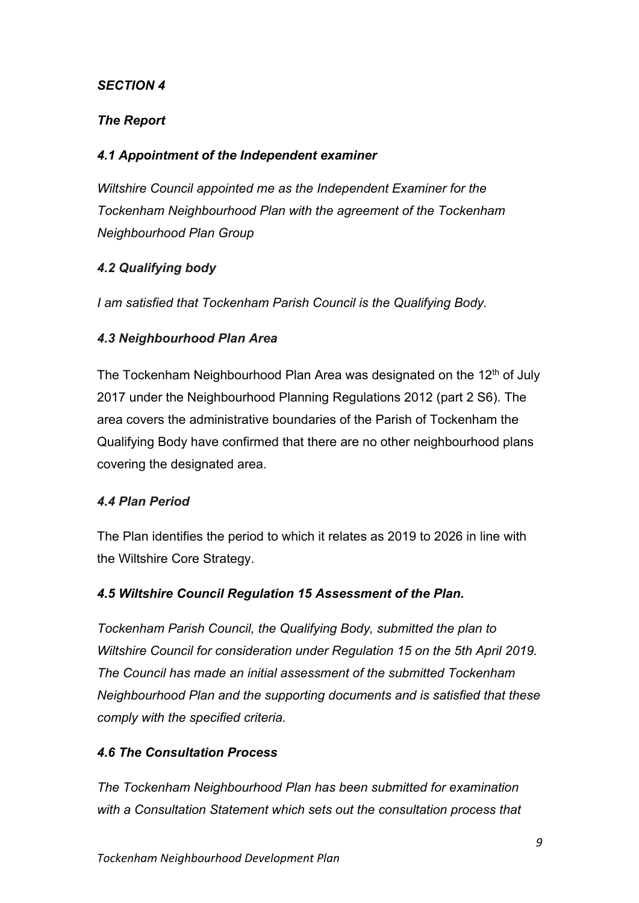## *SECTION 4*

### *The Report*

#### *4.1 Appointment of the Independent examiner*

*Wiltshire Council appointed me as the Independent Examiner for the Tockenham Neighbourhood Plan with the agreement of the Tockenham Neighbourhood Plan Group*

#### *4.2 Qualifying body*

*I am satisfied that Tockenham Parish Council is the Qualifying Body.*

#### *4.3 Neighbourhood Plan Area*

The Tockenham Neighbourhood Plan Area was designated on the 12th of July 2017 under the Neighbourhood Planning Regulations 2012 (part 2 S6). The area covers the administrative boundaries of the Parish of Tockenham the Qualifying Body have confirmed that there are no other neighbourhood plans covering the designated area.

#### *4.4 Plan Period*

The Plan identifies the period to which it relates as 2019 to 2026 in line with the Wiltshire Core Strategy.

#### *4.5 Wiltshire Council Regulation 15 Assessment of the Plan.*

*Tockenham Parish Council, the Qualifying Body, submitted the plan to Wiltshire Council for consideration under Regulation 15 on the 5th April 2019. The Council has made an initial assessment of the submitted Tockenham Neighbourhood Plan and the supporting documents and is satisfied that these comply with the specified criteria.*

#### *4.6 The Consultation Process*

*The Tockenham Neighbourhood Plan has been submitted for examination with a Consultation Statement which sets out the consultation process that*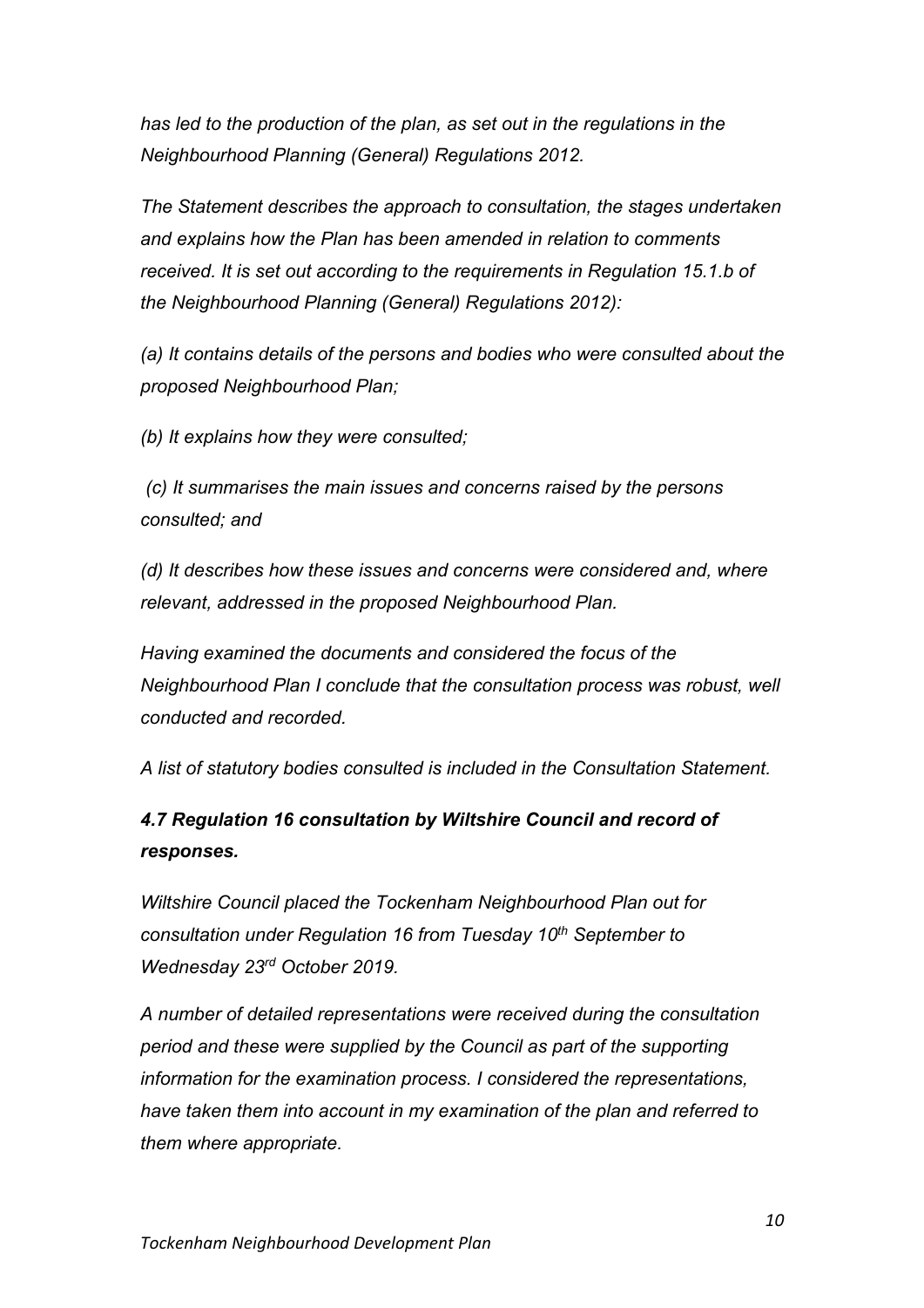*has led to the production of the plan, as set out in the regulations in the Neighbourhood Planning (General) Regulations 2012.*

*The Statement describes the approach to consultation, the stages undertaken and explains how the Plan has been amended in relation to comments received. It is set out according to the requirements in Regulation 15.1.b of the Neighbourhood Planning (General) Regulations 2012):*

*(a) It contains details of the persons and bodies who were consulted about the proposed Neighbourhood Plan;*

*(b) It explains how they were consulted;*

*(c) It summarises the main issues and concerns raised by the persons consulted; and*

*(d) It describes how these issues and concerns were considered and, where relevant, addressed in the proposed Neighbourhood Plan.*

*Having examined the documents and considered the focus of the Neighbourhood Plan I conclude that the consultation process was robust, well conducted and recorded.*

*A list of statutory bodies consulted is included in the Consultation Statement.*

### *4.7 Regulation 16 consultation by Wiltshire Council and record of responses.*

*Wiltshire Council placed the Tockenham Neighbourhood Plan out for consultation under Regulation 16 from Tuesday 10th September to Wednesday 23rd October 2019.*

*A number of detailed representations were received during the consultation period and these were supplied by the Council as part of the supporting information for the examination process. I considered the representations, have taken them into account in my examination of the plan and referred to them where appropriate.*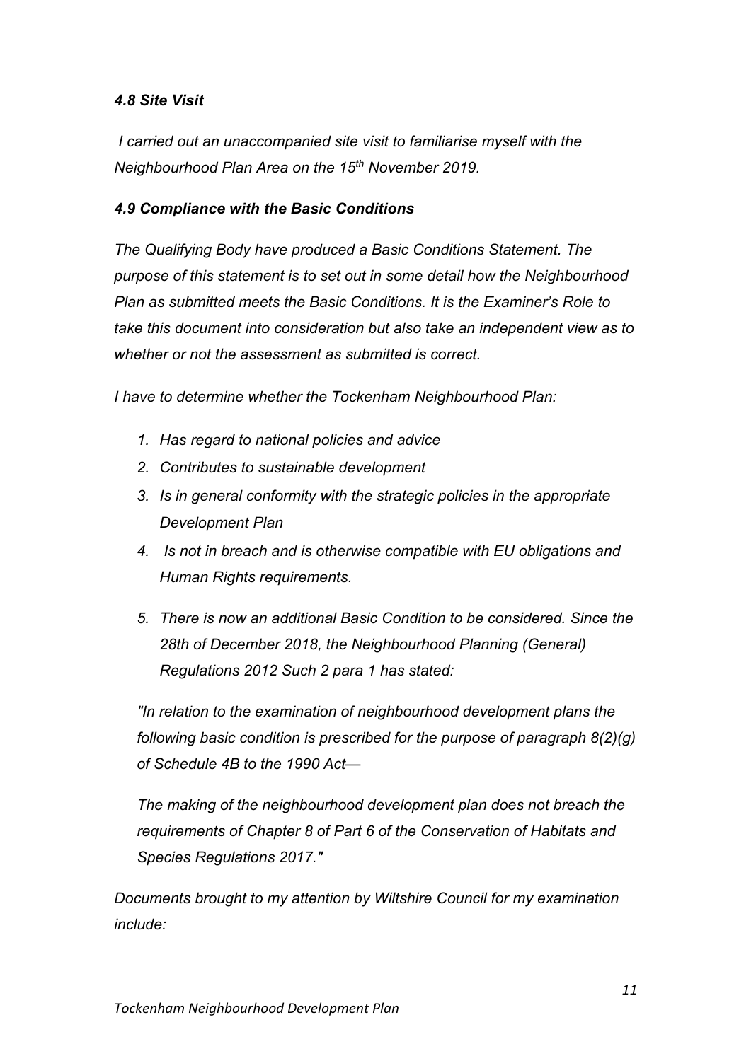### *4.8 Site Visit*

*I carried out an unaccompanied site visit to familiarise myself with the Neighbourhood Plan Area on the 15th November 2019.*

### *4.9 Compliance with the Basic Conditions*

*The Qualifying Body have produced a Basic Conditions Statement. The purpose of this statement is to set out in some detail how the Neighbourhood Plan as submitted meets the Basic Conditions. It is the Examiner's Role to take this document into consideration but also take an independent view as to whether or not the assessment as submitted is correct.*

*I have to determine whether the Tockenham Neighbourhood Plan:*

1. *Has regard to national policies and advice*
2. *Contributes to sustainable development*
3. *Is in general conformity with the strategic policies in the appropriate Development Plan*
4. *Is not in breach and is otherwise compatible with EU obligations and Human Rights requirements.*
5. *There is now an additional Basic Condition to be considered. Since the 28th of December 2018, the Neighbourhood Planning (General) Regulations 2012 Such 2 para 1 has stated:*

   *"In relation to the examination of neighbourhood development plans the following basic condition is prescribed for the purpose of paragraph 8(2)(g) of Schedule 4B to the 1990 Act—*

   *The making of the neighbourhood development plan does not breach the requirements of Chapter 8 of Part 6 of the Conservation of Habitats and Species Regulations 2017."*

*Documents brought to my attention by Wiltshire Council for my examination include:*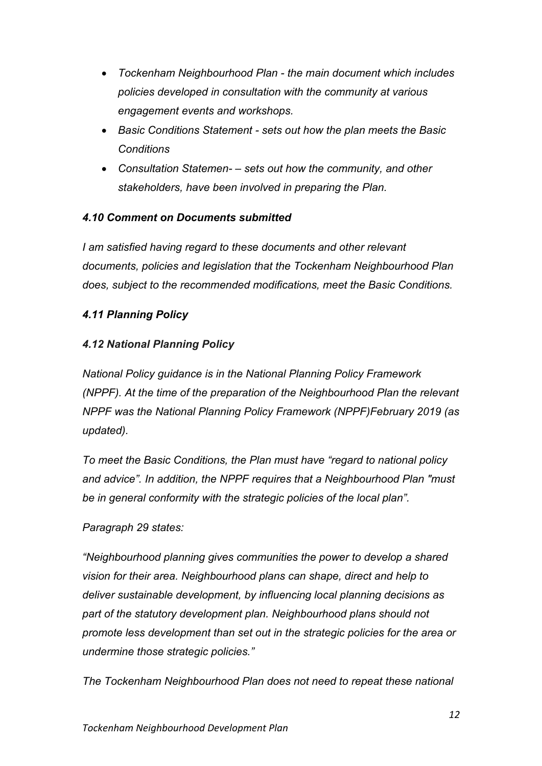- *Tockenham Neighbourhood Plan - the main document which includes policies developed in consultation with the community at various engagement events and workshops.*
- *Basic Conditions Statement - sets out how the plan meets the Basic Conditions*
- *Consultation Statemen- – sets out how the community, and other stakeholders, have been involved in preparing the Plan.*

### *4.10 Comment on Documents submitted*

*I am satisfied having regard to these documents and other relevant documents, policies and legislation that the Tockenham Neighbourhood Plan does, subject to the recommended modifications, meet the Basic Conditions.*

### *4.11 Planning Policy*

### *4.12 National Planning Policy*

*National Policy guidance is in the National Planning Policy Framework (NPPF). At the time of the preparation of the Neighbourhood Plan the relevant NPPF was the National Planning Policy Framework (NPPF)February 2019 (as updated).*

*To meet the Basic Conditions, the Plan must have "regard to national policy and advice". In addition, the NPPF requires that a Neighbourhood Plan "must be in general conformity with the strategic policies of the local plan".*

*Paragraph 29 states:*

*"Neighbourhood planning gives communities the power to develop a shared vision for their area. Neighbourhood plans can shape, direct and help to deliver sustainable development, by influencing local planning decisions as part of the statutory development plan. Neighbourhood plans should not promote less development than set out in the strategic policies for the area or undermine those strategic policies."*

*The Tockenham Neighbourhood Plan does not need to repeat these national*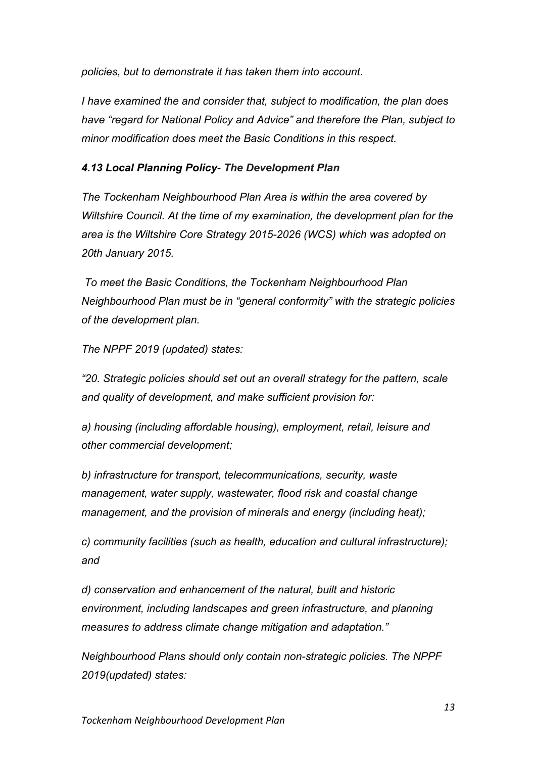*policies, but to demonstrate it has taken them into account.*

*I have examined the and consider that, subject to modification, the plan does have "regard for National Policy and Advice" and therefore the Plan, subject to minor modification does meet the Basic Conditions in this respect.*

### *4.13 Local Planning Policy- The Development Plan*

*The Tockenham Neighbourhood Plan Area is within the area covered by Wiltshire Council. At the time of my examination, the development plan for the area is the Wiltshire Core Strategy 2015-2026 (WCS) which was adopted on 20th January 2015.*

*To meet the Basic Conditions, the Tockenham Neighbourhood Plan Neighbourhood Plan must be in "general conformity" with the strategic policies of the development plan.*

*The NPPF 2019 (updated) states:*

*"20. Strategic policies should set out an overall strategy for the pattern, scale and quality of development, and make sufficient provision for:*

*a) housing (including affordable housing), employment, retail, leisure and other commercial development;*

*b) infrastructure for transport, telecommunications, security, waste management, water supply, wastewater, flood risk and coastal change management, and the provision of minerals and energy (including heat);*

*c) community facilities (such as health, education and cultural infrastructure); and*

*d) conservation and enhancement of the natural, built and historic environment, including landscapes and green infrastructure, and planning measures to address climate change mitigation and adaptation."*

*Neighbourhood Plans should only contain non-strategic policies. The NPPF 2019(updated) states:*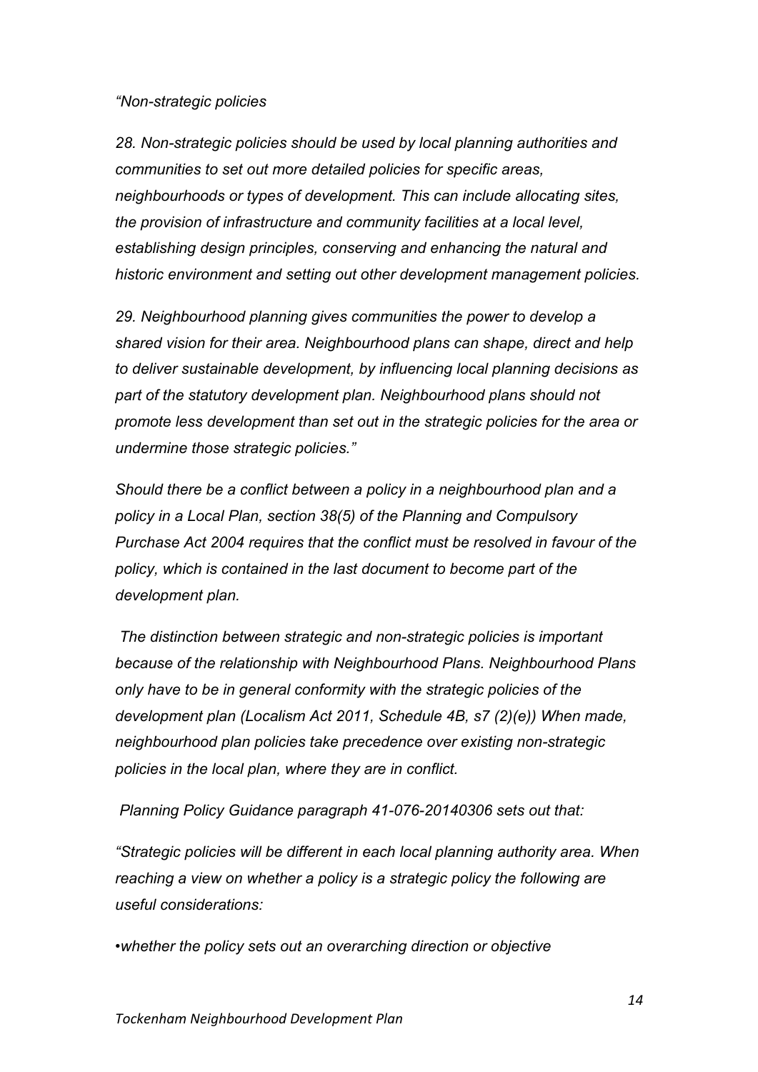*“Non-strategic policies*

*28. Non-strategic policies should be used by local planning authorities and communities to set out more detailed policies for specific areas, neighbourhoods or types of development. This can include allocating sites, the provision of infrastructure and community facilities at a local level, establishing design principles, conserving and enhancing the natural and historic environment and setting out other development management policies.*

*29. Neighbourhood planning gives communities the power to develop a shared vision for their area. Neighbourhood plans can shape, direct and help to deliver sustainable development, by influencing local planning decisions as part of the statutory development plan. Neighbourhood plans should not promote less development than set out in the strategic policies for the area or undermine those strategic policies.”*

*Should there be a conflict between a policy in a neighbourhood plan and a policy in a Local Plan, section 38(5) of the Planning and Compulsory Purchase Act 2004 requires that the conflict must be resolved in favour of the policy, which is contained in the last document to become part of the development plan.*

*The distinction between strategic and non-strategic policies is important because of the relationship with Neighbourhood Plans. Neighbourhood Plans only have to be in general conformity with the strategic policies of the development plan (Localism Act 2011, Schedule 4B, s7 (2)(e)) When made, neighbourhood plan policies take precedence over existing non-strategic policies in the local plan, where they are in conflict.*

*Planning Policy Guidance paragraph 41-076-20140306 sets out that:*

*“Strategic policies will be different in each local planning authority area. When reaching a view on whether a policy is a strategic policy the following are useful considerations:*

- *whether the policy sets out an overarching direction or objective*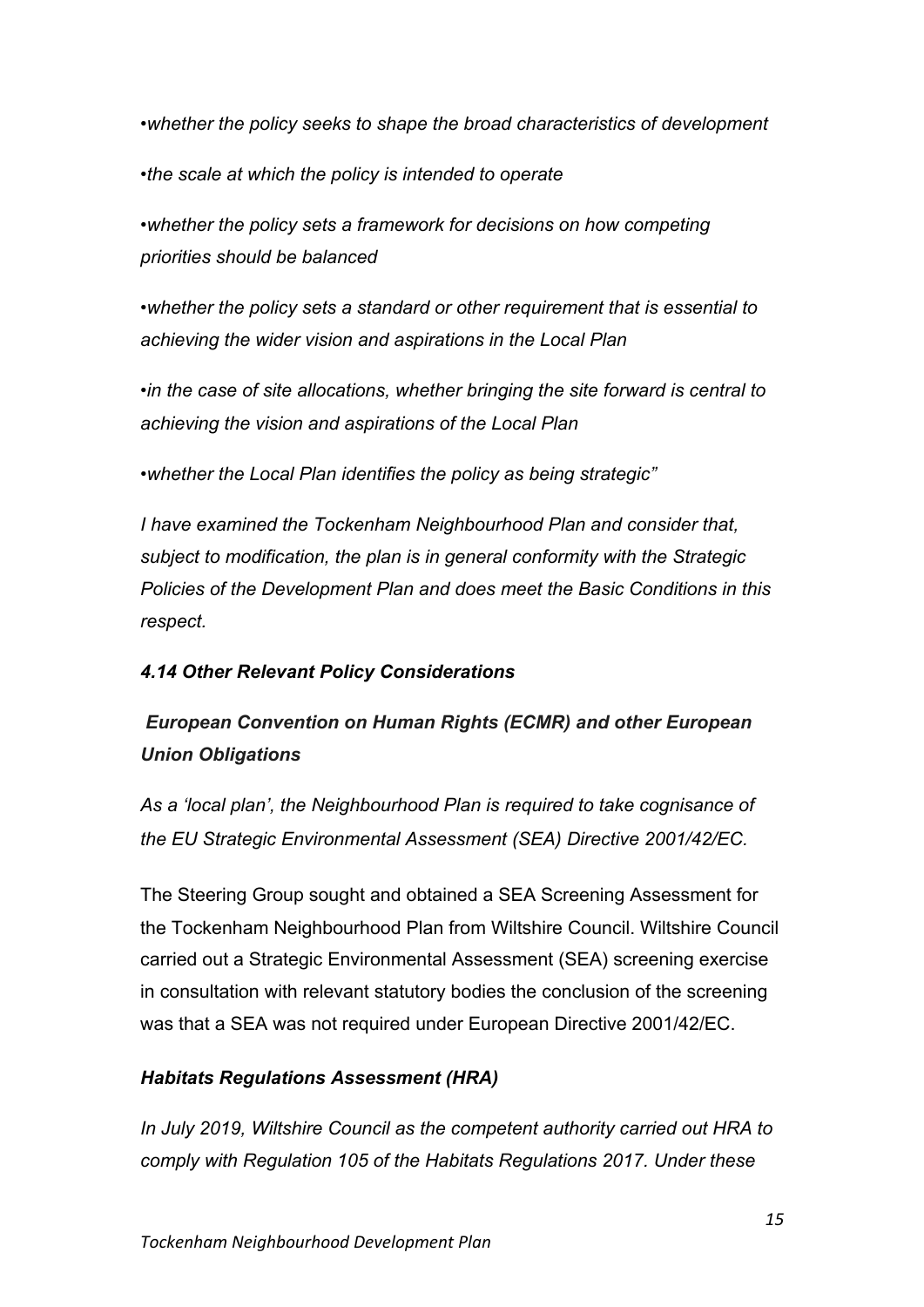*•whether the policy seeks to shape the broad characteristics of development*

*•the scale at which the policy is intended to operate*

*•whether the policy sets a framework for decisions on how competing priorities should be balanced*

*•whether the policy sets a standard or other requirement that is essential to achieving the wider vision and aspirations in the Local Plan*

*•in the case of site allocations, whether bringing the site forward is central to achieving the vision and aspirations of the Local Plan*

*•whether the Local Plan identifies the policy as being strategic"*

*I have examined the Tockenham Neighbourhood Plan and consider that, subject to modification, the plan is in general conformity with the Strategic Policies of the Development Plan and does meet the Basic Conditions in this respect.*

***4.14 Other Relevant Policy Considerations***

***European Convention on Human Rights (ECMR) and other European Union Obligations***

*As a 'local plan', the Neighbourhood Plan is required to take cognisance of the EU Strategic Environmental Assessment (SEA) Directive 2001/42/EC.*

The Steering Group sought and obtained a SEA Screening Assessment for the Tockenham Neighbourhood Plan from Wiltshire Council. Wiltshire Council carried out a Strategic Environmental Assessment (SEA) screening exercise in consultation with relevant statutory bodies the conclusion of the screening was that a SEA was not required under European Directive 2001/42/EC.

***Habitats Regulations Assessment (HRA)***

*In July 2019, Wiltshire Council as the competent authority carried out HRA to comply with Regulation 105 of the Habitats Regulations 2017. Under these*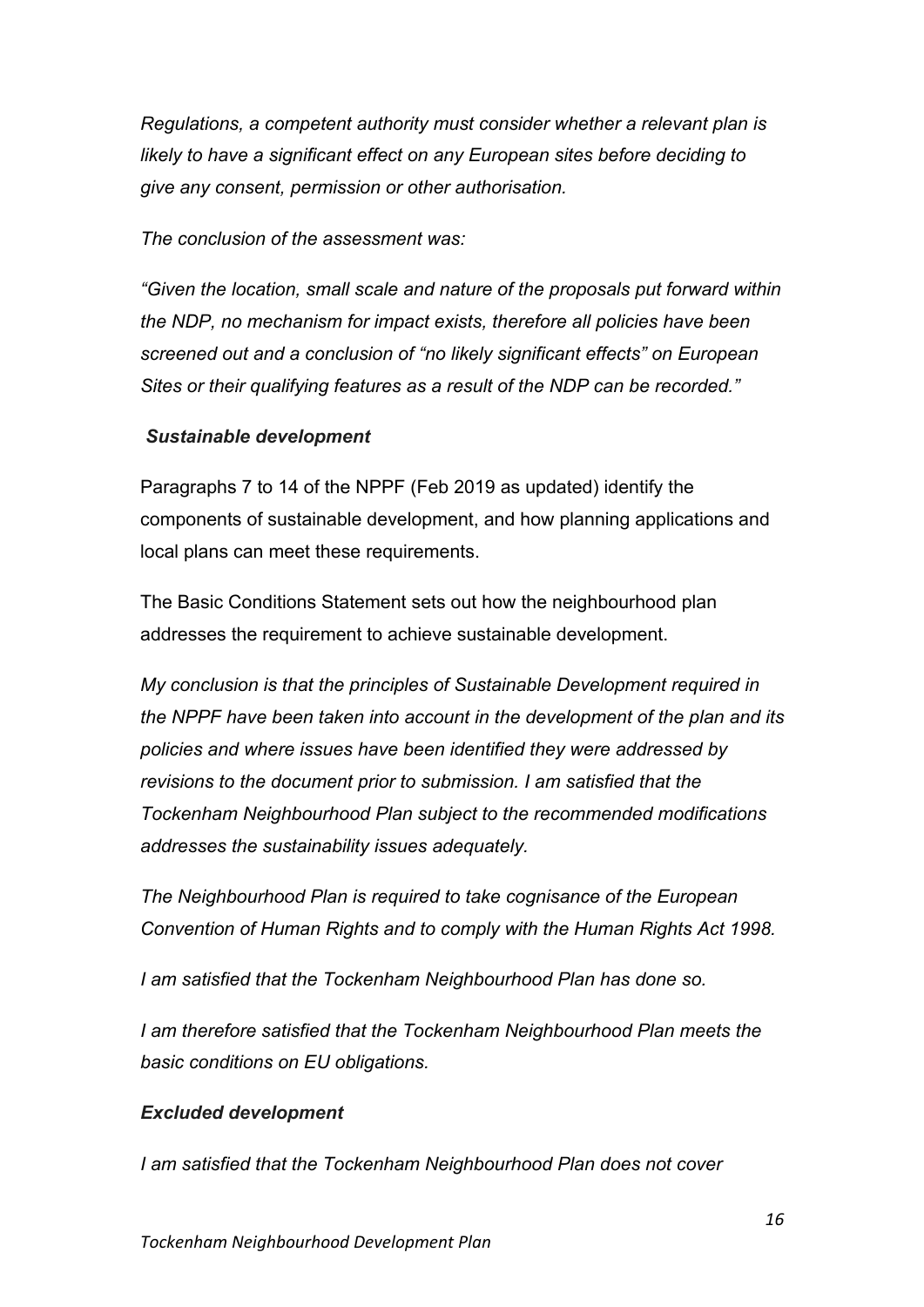*Regulations, a competent authority must consider whether a relevant plan is likely to have a significant effect on any European sites before deciding to give any consent, permission or other authorisation.*

*The conclusion of the assessment was:*

*"Given the location, small scale and nature of the proposals put forward within the NDP, no mechanism for impact exists, therefore all policies have been screened out and a conclusion of "no likely significant effects" on European Sites or their qualifying features as a result of the NDP can be recorded."*

***Sustainable development***

Paragraphs 7 to 14 of the NPPF (Feb 2019 as updated) identify the components of sustainable development, and how planning applications and local plans can meet these requirements.

The Basic Conditions Statement sets out how the neighbourhood plan addresses the requirement to achieve sustainable development.

*My conclusion is that the principles of Sustainable Development required in the NPPF have been taken into account in the development of the plan and its policies and where issues have been identified they were addressed by revisions to the document prior to submission. I am satisfied that the Tockenham Neighbourhood Plan subject to the recommended modifications addresses the sustainability issues adequately.*

*The Neighbourhood Plan is required to take cognisance of the European Convention of Human Rights and to comply with the Human Rights Act 1998.*

*I am satisfied that the Tockenham Neighbourhood Plan has done so.*

*I am therefore satisfied that the Tockenham Neighbourhood Plan meets the basic conditions on EU obligations.*

***Excluded development***

*I am satisfied that the Tockenham Neighbourhood Plan does not cover*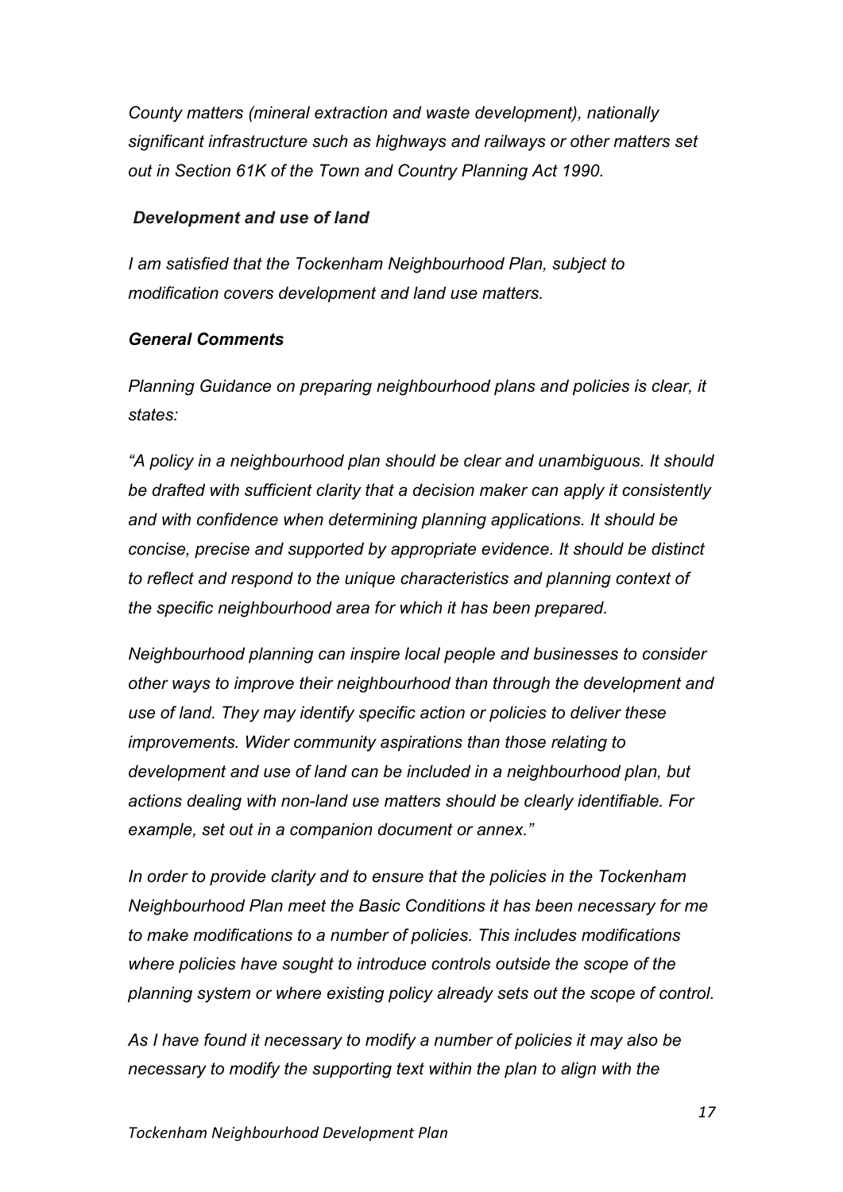*County matters (mineral extraction and waste development), nationally significant infrastructure such as highways and railways or other matters set out in Section 61K of the Town and Country Planning Act 1990.*

***Development and use of land***

*I am satisfied that the Tockenham Neighbourhood Plan, subject to modification covers development and land use matters.*

***General Comments***

*Planning Guidance on preparing neighbourhood plans and policies is clear, it states:*

*"A policy in a neighbourhood plan should be clear and unambiguous. It should be drafted with sufficient clarity that a decision maker can apply it consistently and with confidence when determining planning applications. It should be concise, precise and supported by appropriate evidence. It should be distinct to reflect and respond to the unique characteristics and planning context of the specific neighbourhood area for which it has been prepared.*

*Neighbourhood planning can inspire local people and businesses to consider other ways to improve their neighbourhood than through the development and use of land. They may identify specific action or policies to deliver these improvements. Wider community aspirations than those relating to development and use of land can be included in a neighbourhood plan, but actions dealing with non-land use matters should be clearly identifiable. For example, set out in a companion document or annex."*

*In order to provide clarity and to ensure that the policies in the Tockenham Neighbourhood Plan meet the Basic Conditions it has been necessary for me to make modifications to a number of policies. This includes modifications where policies have sought to introduce controls outside the scope of the planning system or where existing policy already sets out the scope of control.*

*As I have found it necessary to modify a number of policies it may also be necessary to modify the supporting text within the plan to align with the*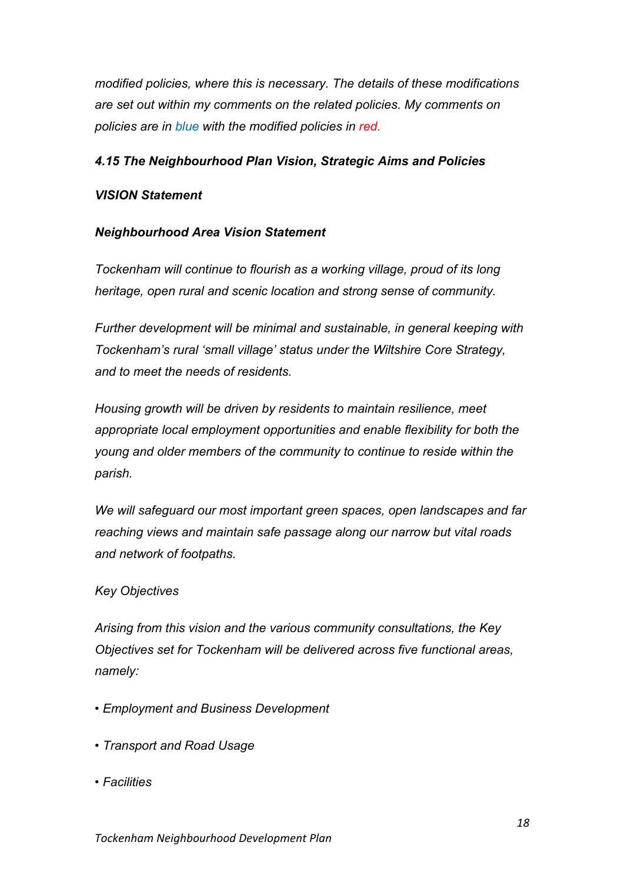*modified policies, where this is necessary. The details of these modifications are set out within my comments on the related policies. My comments on policies are in blue with the modified policies in red.*

***4.15 The Neighbourhood Plan Vision, Strategic Aims and Policies***

***VISION Statement***

***Neighbourhood Area Vision Statement***

*Tockenham will continue to flourish as a working village, proud of its long heritage, open rural and scenic location and strong sense of community.*

*Further development will be minimal and sustainable, in general keeping with Tockenham's rural 'small village' status under the Wiltshire Core Strategy, and to meet the needs of residents.*

*Housing growth will be driven by residents to maintain resilience, meet appropriate local employment opportunities and enable flexibility for both the young and older members of the community to continue to reside within the parish.*

*We will safeguard our most important green spaces, open landscapes and far reaching views and maintain safe passage along our narrow but vital roads and network of footpaths.*

*Key Objectives*

*Arising from this vision and the various community consultations, the Key Objectives set for Tockenham will be delivered across five functional areas, namely:*

- *Employment and Business Development*
- *Transport and Road Usage*
- *Facilities*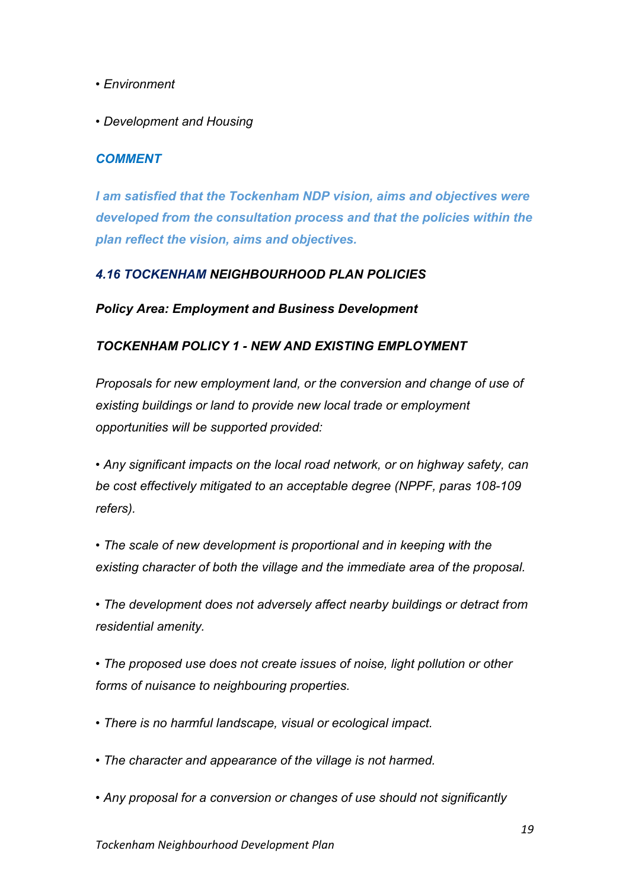- *Environment*
- *Development and Housing*

***COMMENT***

***I am satisfied that the Tockenham NDP vision, aims and objectives were developed from the consultation process and that the policies within the plan reflect the vision, aims and objectives.***

***4.16 TOCKENHAM NEIGHBOURHOOD PLAN POLICIES***

***Policy Area: Employment and Business Development***

***TOCKENHAM POLICY 1 - NEW AND EXISTING EMPLOYMENT***

*Proposals for new employment land, or the conversion and change of use of existing buildings or land to provide new local trade or employment opportunities will be supported provided:*

- *Any significant impacts on the local road network, or on highway safety, can be cost effectively mitigated to an acceptable degree (NPPF, paras 108-109 refers).*
- *The scale of new development is proportional and in keeping with the existing character of both the village and the immediate area of the proposal.*
- *The development does not adversely affect nearby buildings or detract from residential amenity.*
- *The proposed use does not create issues of noise, light pollution or other forms of nuisance to neighbouring properties.*
- *There is no harmful landscape, visual or ecological impact.*
- *The character and appearance of the village is not harmed.*
- *Any proposal for a conversion or changes of use should not significantly*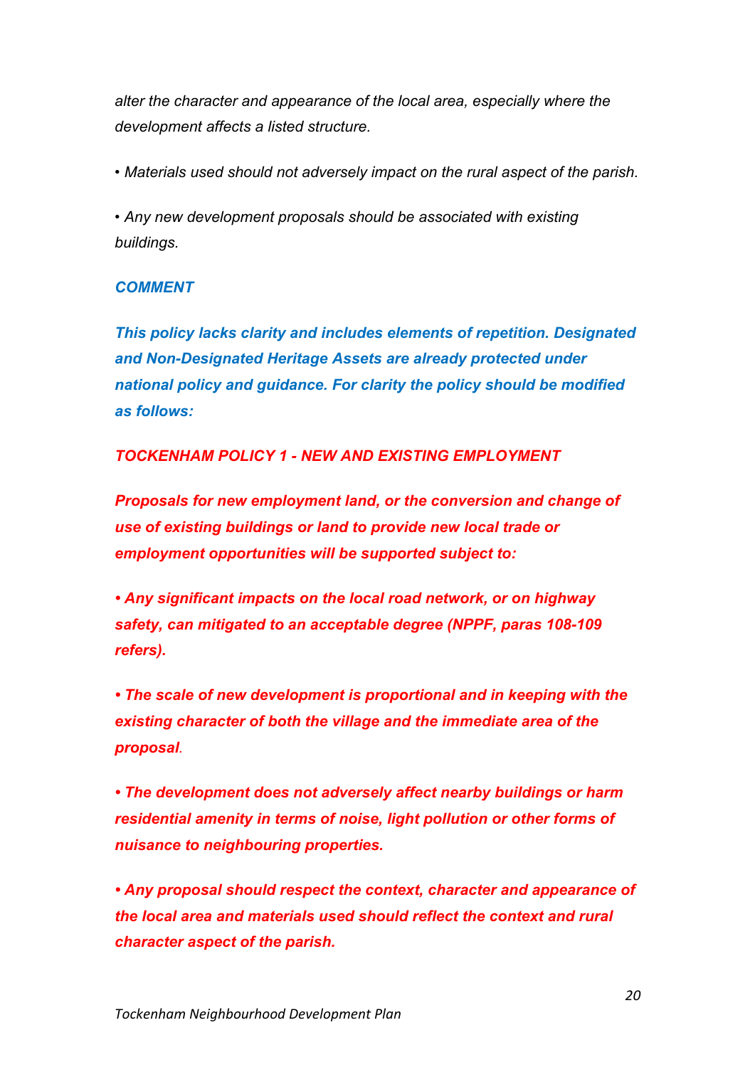*alter the character and appearance of the local area, especially where the development affects a listed structure.*

*• Materials used should not adversely impact on the rural aspect of the parish.*

*• Any new development proposals should be associated with existing buildings.*

***COMMENT***

***This policy lacks clarity and includes elements of repetition. Designated and Non-Designated Heritage Assets are already protected under national policy and guidance. For clarity the policy should be modified as follows:***

***TOCKENHAM POLICY 1 - NEW AND EXISTING EMPLOYMENT***

***Proposals for new employment land, or the conversion and change of use of existing buildings or land to provide new local trade or employment opportunities will be supported subject to:***

***• Any significant impacts on the local road network, or on highway safety, can mitigated to an acceptable degree (NPPF, paras 108-109 refers).***

***• The scale of new development is proportional and in keeping with the existing character of both the village and the immediate area of the proposal.***

***• The development does not adversely affect nearby buildings or harm residential amenity in terms of noise, light pollution or other forms of nuisance to neighbouring properties.***

***• Any proposal should respect the context, character and appearance of the local area and materials used should reflect the context and rural character aspect of the parish.***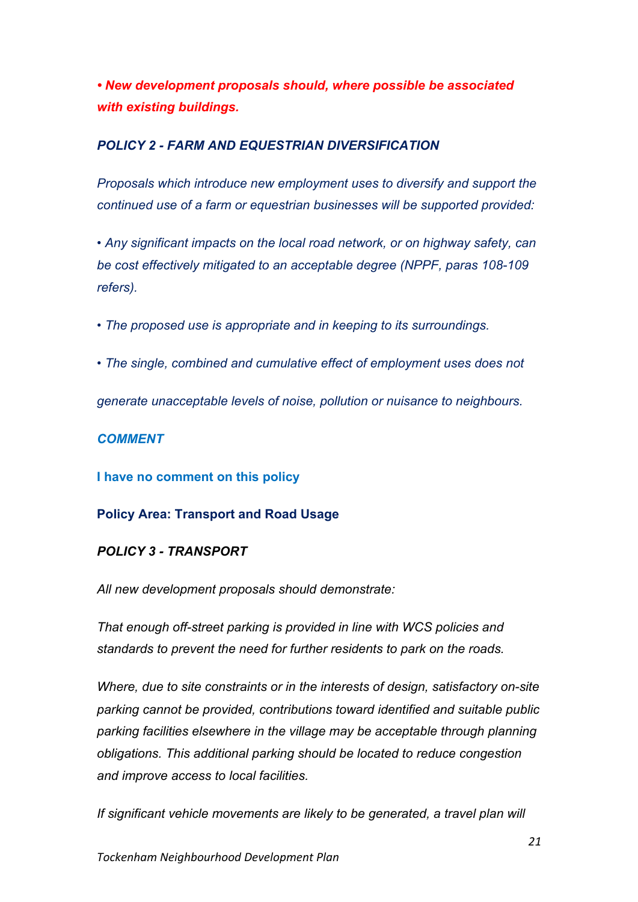***• New development proposals should, where possible be associated with existing buildings.***

***POLICY 2 - FARM AND EQUESTRIAN DIVERSIFICATION***

*Proposals which introduce new employment uses to diversify and support the continued use of a farm or equestrian businesses will be supported provided:*

*• Any significant impacts on the local road network, or on highway safety, can be cost effectively mitigated to an acceptable degree (NPPF, paras 108-109 refers).*

*• The proposed use is appropriate and in keeping to its surroundings.*

*• The single, combined and cumulative effect of employment uses does not generate unacceptable levels of noise, pollution or nuisance to neighbours.*

***COMMENT***

**I have no comment on this policy**

**Policy Area: Transport and Road Usage**

***POLICY 3 - TRANSPORT***

*All new development proposals should demonstrate:*

*That enough off-street parking is provided in line with WCS policies and standards to prevent the need for further residents to park on the roads.*

*Where, due to site constraints or in the interests of design, satisfactory on-site parking cannot be provided, contributions toward identified and suitable public parking facilities elsewhere in the village may be acceptable through planning obligations. This additional parking should be located to reduce congestion and improve access to local facilities.*

*If significant vehicle movements are likely to be generated, a travel plan will*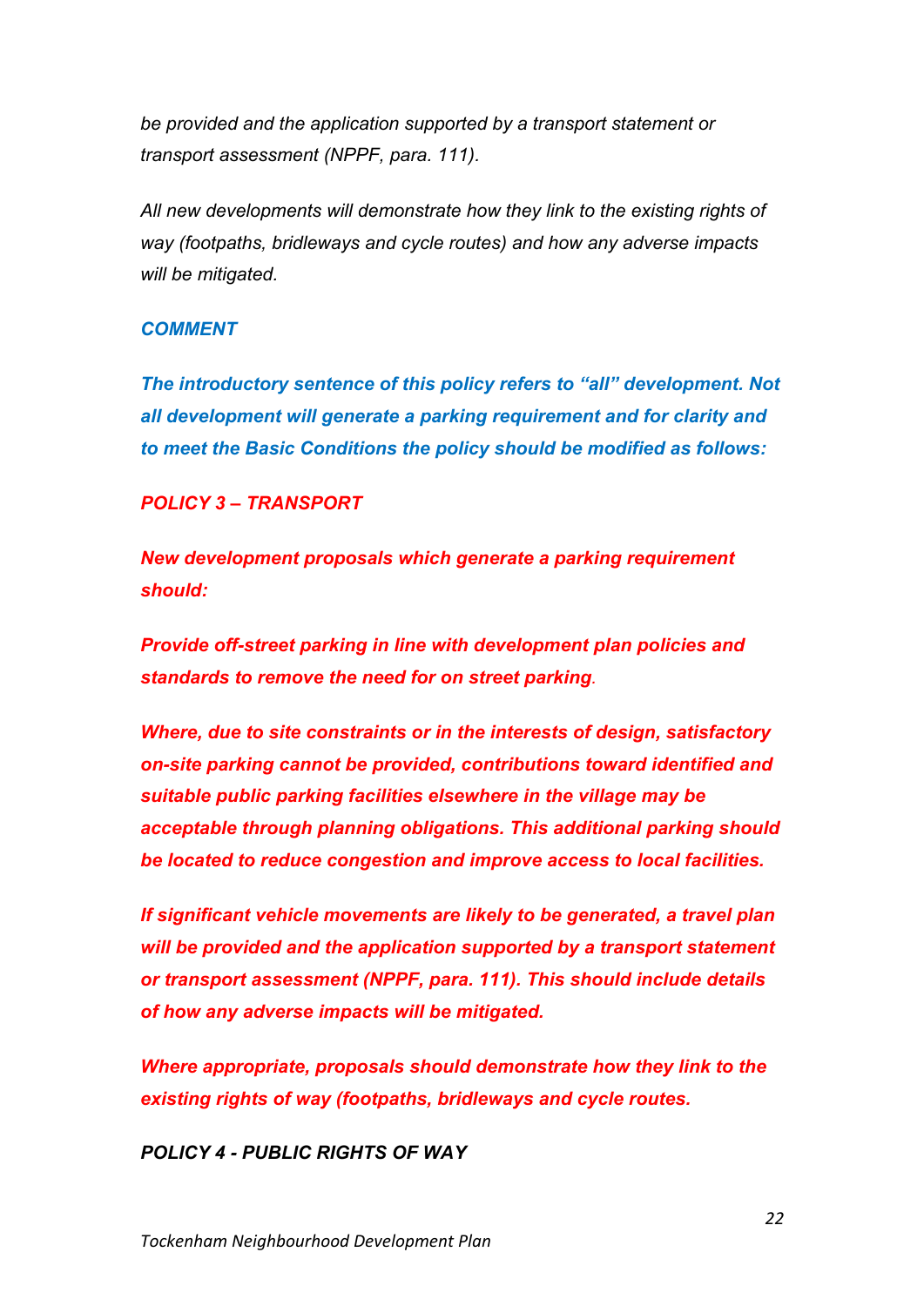*be provided and the application supported by a transport statement or transport assessment (NPPF, para. 111).*

*All new developments will demonstrate how they link to the existing rights of way (footpaths, bridleways and cycle routes) and how any adverse impacts will be mitigated.*

***COMMENT***

***The introductory sentence of this policy refers to "all" development. Not all development will generate a parking requirement and for clarity and to meet the Basic Conditions the policy should be modified as follows:***

***POLICY 3 – TRANSPORT***

***New development proposals which generate a parking requirement should:***

***Provide off-street parking in line with development plan policies and standards to remove the need for on street parking.***

***Where, due to site constraints or in the interests of design, satisfactory on-site parking cannot be provided, contributions toward identified and suitable public parking facilities elsewhere in the village may be acceptable through planning obligations. This additional parking should be located to reduce congestion and improve access to local facilities.***

***If significant vehicle movements are likely to be generated, a travel plan will be provided and the application supported by a transport statement or transport assessment (NPPF, para. 111). This should include details of how any adverse impacts will be mitigated.***

***Where appropriate, proposals should demonstrate how they link to the existing rights of way (footpaths, bridleways and cycle routes.***

***POLICY 4 - PUBLIC RIGHTS OF WAY***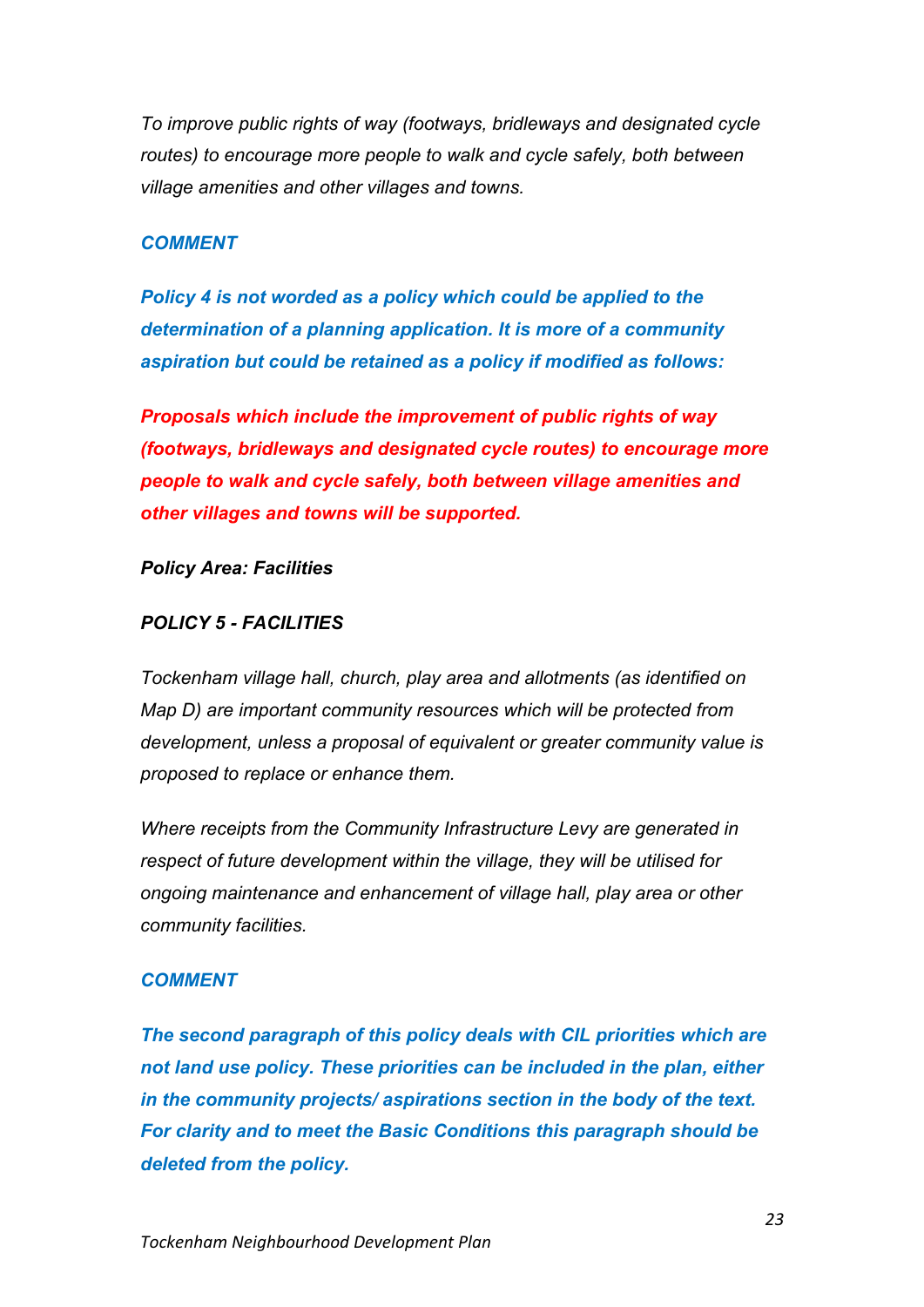*To improve public rights of way (footways, bridleways and designated cycle routes) to encourage more people to walk and cycle safely, both between village amenities and other villages and towns.*

***COMMENT***

***Policy 4 is not worded as a policy which could be applied to the determination of a planning application. It is more of a community aspiration but could be retained as a policy if modified as follows:***

***Proposals which include the improvement of public rights of way (footways, bridleways and designated cycle routes) to encourage more people to walk and cycle safely, both between village amenities and other villages and towns will be supported.***

***Policy Area: Facilities***

***POLICY 5 - FACILITIES***

*Tockenham village hall, church, play area and allotments (as identified on Map D) are important community resources which will be protected from development, unless a proposal of equivalent or greater community value is proposed to replace or enhance them.*

*Where receipts from the Community Infrastructure Levy are generated in respect of future development within the village, they will be utilised for ongoing maintenance and enhancement of village hall, play area or other community facilities.*

***COMMENT***

***The second paragraph of this policy deals with CIL priorities which are not land use policy. These priorities can be included in the plan, either in the community projects/ aspirations section in the body of the text. For clarity and to meet the Basic Conditions this paragraph should be deleted from the policy.***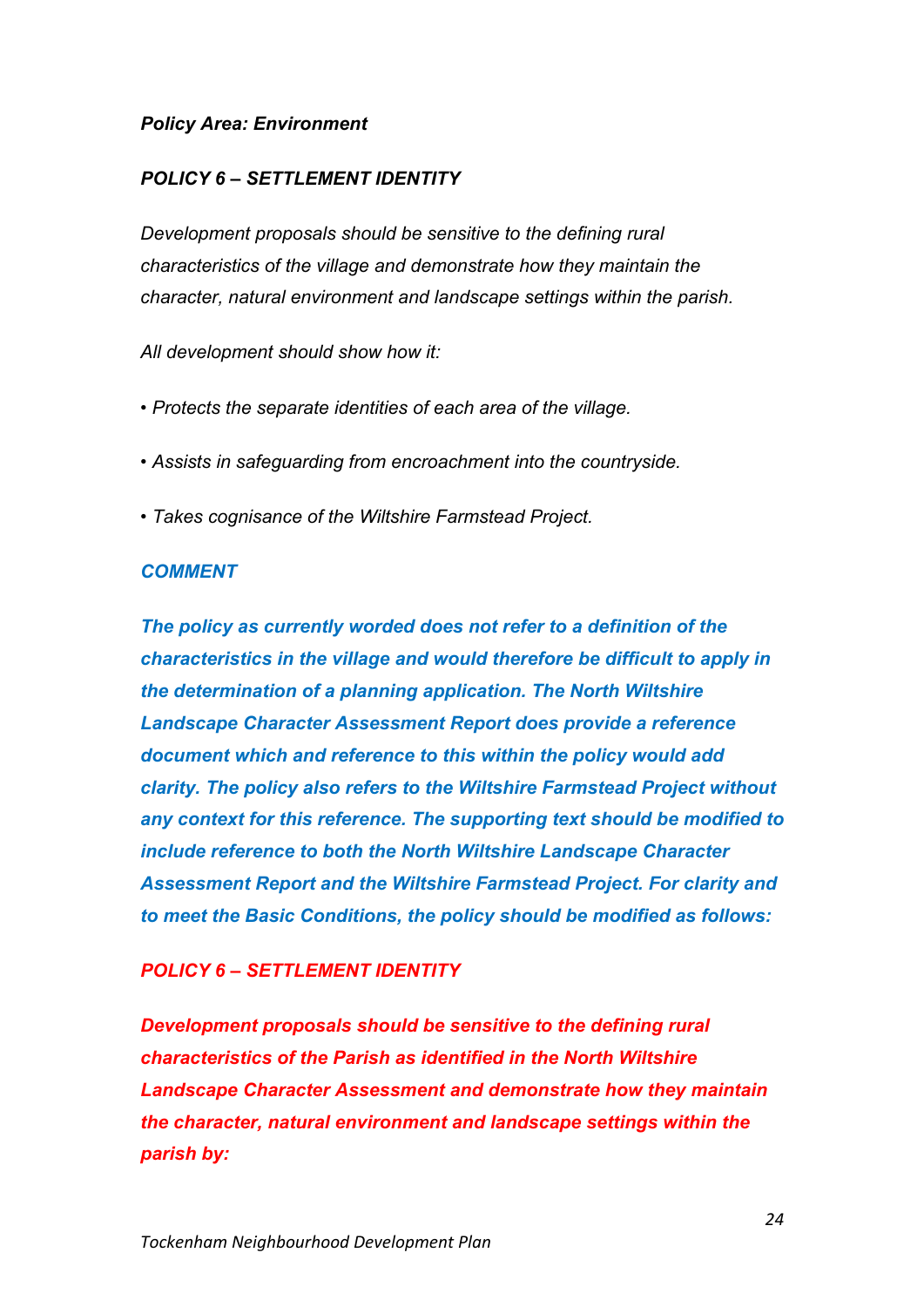***Policy Area: Environment***

***POLICY 6 – SETTLEMENT IDENTITY***

*Development proposals should be sensitive to the defining rural characteristics of the village and demonstrate how they maintain the character, natural environment and landscape settings within the parish.*

*All development should show how it:*

- *Protects the separate identities of each area of the village.*
- *Assists in safeguarding from encroachment into the countryside.*
- *Takes cognisance of the Wiltshire Farmstead Project.*

***COMMENT***

***The policy as currently worded does not refer to a definition of the characteristics in the village and would therefore be difficult to apply in the determination of a planning application. The North Wiltshire Landscape Character Assessment Report does provide a reference document which and reference to this within the policy would add clarity. The policy also refers to the Wiltshire Farmstead Project without any context for this reference. The supporting text should be modified to include reference to both the North Wiltshire Landscape Character Assessment Report and the Wiltshire Farmstead Project. For clarity and to meet the Basic Conditions, the policy should be modified as follows:***

***POLICY 6 – SETTLEMENT IDENTITY***

***Development proposals should be sensitive to the defining rural characteristics of the Parish as identified in the North Wiltshire Landscape Character Assessment and demonstrate how they maintain the character, natural environment and landscape settings within the parish by:***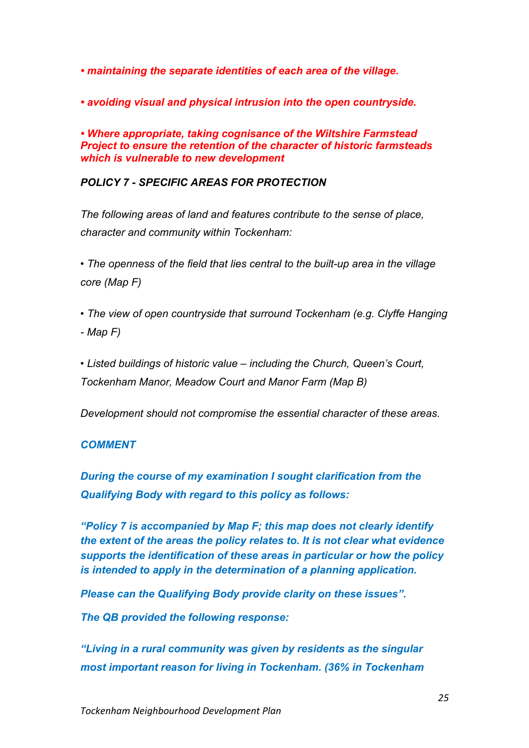***• maintaining the separate identities of each area of the village.***

***• avoiding visual and physical intrusion into the open countryside.***

***• Where appropriate, taking cognisance of the Wiltshire Farmstead Project to ensure the retention of the character of historic farmsteads which is vulnerable to new development***

***POLICY 7 - SPECIFIC AREAS FOR PROTECTION***

*The following areas of land and features contribute to the sense of place, character and community within Tockenham:*

*• The openness of the field that lies central to the built-up area in the village core (Map F)*

*• The view of open countryside that surround Tockenham (e.g. Clyffe Hanging - Map F)*

*• Listed buildings of historic value – including the Church, Queen's Court, Tockenham Manor, Meadow Court and Manor Farm (Map B)*

*Development should not compromise the essential character of these areas.*

***COMMENT***

***During the course of my examination I sought clarification from the Qualifying Body with regard to this policy as follows:***

***"Policy 7 is accompanied by Map F; this map does not clearly identify the extent of the areas the policy relates to. It is not clear what evidence supports the identification of these areas in particular or how the policy is intended to apply in the determination of a planning application.***

***Please can the Qualifying Body provide clarity on these issues".***

***The QB provided the following response:***

***"Living in a rural community was given by residents as the singular most important reason for living in Tockenham. (36% in Tockenham***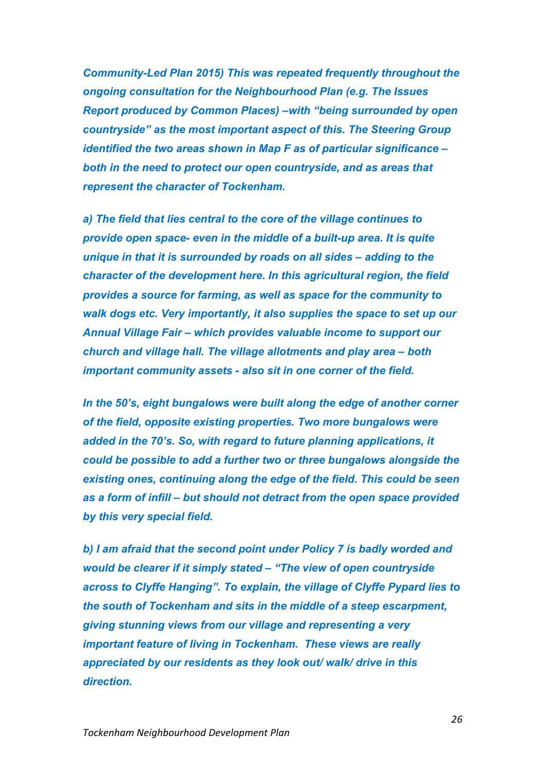***Community-Led Plan 2015) This was repeated frequently throughout the ongoing consultation for the Neighbourhood Plan (e.g. The Issues Report produced by Common Places) –with "being surrounded by open countryside" as the most important aspect of this. The Steering Group identified the two areas shown in Map F as of particular significance – both in the need to protect our open countryside, and as areas that represent the character of Tockenham.***

***a) The field that lies central to the core of the village continues to provide open space- even in the middle of a built-up area. It is quite unique in that it is surrounded by roads on all sides – adding to the character of the development here. In this agricultural region, the field provides a source for farming, as well as space for the community to walk dogs etc. Very importantly, it also supplies the space to set up our Annual Village Fair – which provides valuable income to support our church and village hall. The village allotments and play area – both important community assets - also sit in one corner of the field.***

***In the 50's, eight bungalows were built along the edge of another corner of the field, opposite existing properties. Two more bungalows were added in the 70's. So, with regard to future planning applications, it could be possible to add a further two or three bungalows alongside the existing ones, continuing along the edge of the field. This could be seen as a form of infill – but should not detract from the open space provided by this very special field.***

***b) I am afraid that the second point under Policy 7 is badly worded and would be clearer if it simply stated – "The view of open countryside across to Clyffe Hanging". To explain, the village of Clyffe Pypard lies to the south of Tockenham and sits in the middle of a steep escarpment, giving stunning views from our village and representing a very important feature of living in Tockenham. These views are really appreciated by our residents as they look out/ walk/ drive in this direction.***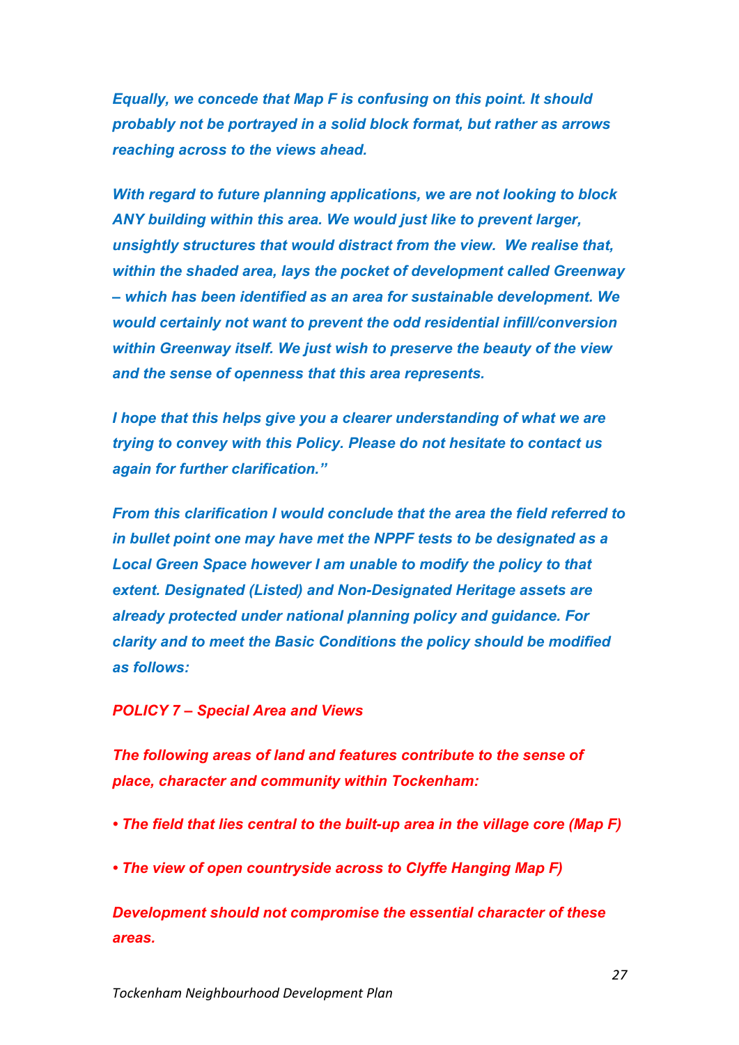*Equally, we concede that Map F is confusing on this point. It should probably not be portrayed in a solid block format, but rather as arrows reaching across to the views ahead.*

*With regard to future planning applications, we are not looking to block ANY building within this area. We would just like to prevent larger, unsightly structures that would distract from the view. We realise that, within the shaded area, lays the pocket of development called Greenway – which has been identified as an area for sustainable development. We would certainly not want to prevent the odd residential infill/conversion within Greenway itself. We just wish to preserve the beauty of the view and the sense of openness that this area represents.*

*I hope that this helps give you a clearer understanding of what we are trying to convey with this Policy. Please do not hesitate to contact us again for further clarification."*

*From this clarification I would conclude that the area the field referred to in bullet point one may have met the NPPF tests to be designated as a Local Green Space however I am unable to modify the policy to that extent. Designated (Listed) and Non-Designated Heritage assets are already protected under national planning policy and guidance. For clarity and to meet the Basic Conditions the policy should be modified as follows:*

*POLICY 7 – Special Area and Views*

*The following areas of land and features contribute to the sense of place, character and community within Tockenham:*

*• The field that lies central to the built-up area in the village core (Map F)*

*• The view of open countryside across to Clyffe Hanging Map F)*

*Development should not compromise the essential character of these areas.*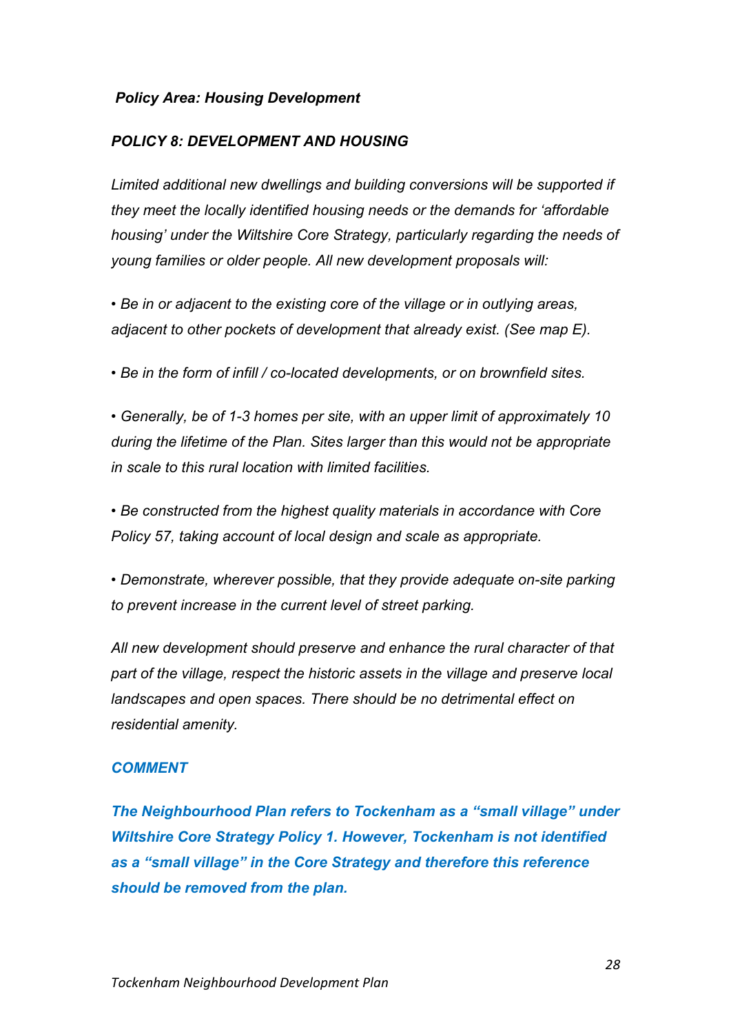***Policy Area: Housing Development***

***POLICY 8: DEVELOPMENT AND HOUSING***

*Limited additional new dwellings and building conversions will be supported if they meet the locally identified housing needs or the demands for 'affordable housing' under the Wiltshire Core Strategy, particularly regarding the needs of young families or older people. All new development proposals will:*

- *Be in or adjacent to the existing core of the village or in outlying areas, adjacent to other pockets of development that already exist. (See map E).*
- *Be in the form of infill / co-located developments, or on brownfield sites.*
- *Generally, be of 1-3 homes per site, with an upper limit of approximately 10 during the lifetime of the Plan. Sites larger than this would not be appropriate in scale to this rural location with limited facilities.*
- *Be constructed from the highest quality materials in accordance with Core Policy 57, taking account of local design and scale as appropriate.*
- *Demonstrate, wherever possible, that they provide adequate on-site parking to prevent increase in the current level of street parking.*

*All new development should preserve and enhance the rural character of that part of the village, respect the historic assets in the village and preserve local landscapes and open spaces. There should be no detrimental effect on residential amenity.*

***COMMENT***

***The Neighbourhood Plan refers to Tockenham as a "small village" under Wiltshire Core Strategy Policy 1. However, Tockenham is not identified as a "small village" in the Core Strategy and therefore this reference should be removed from the plan.***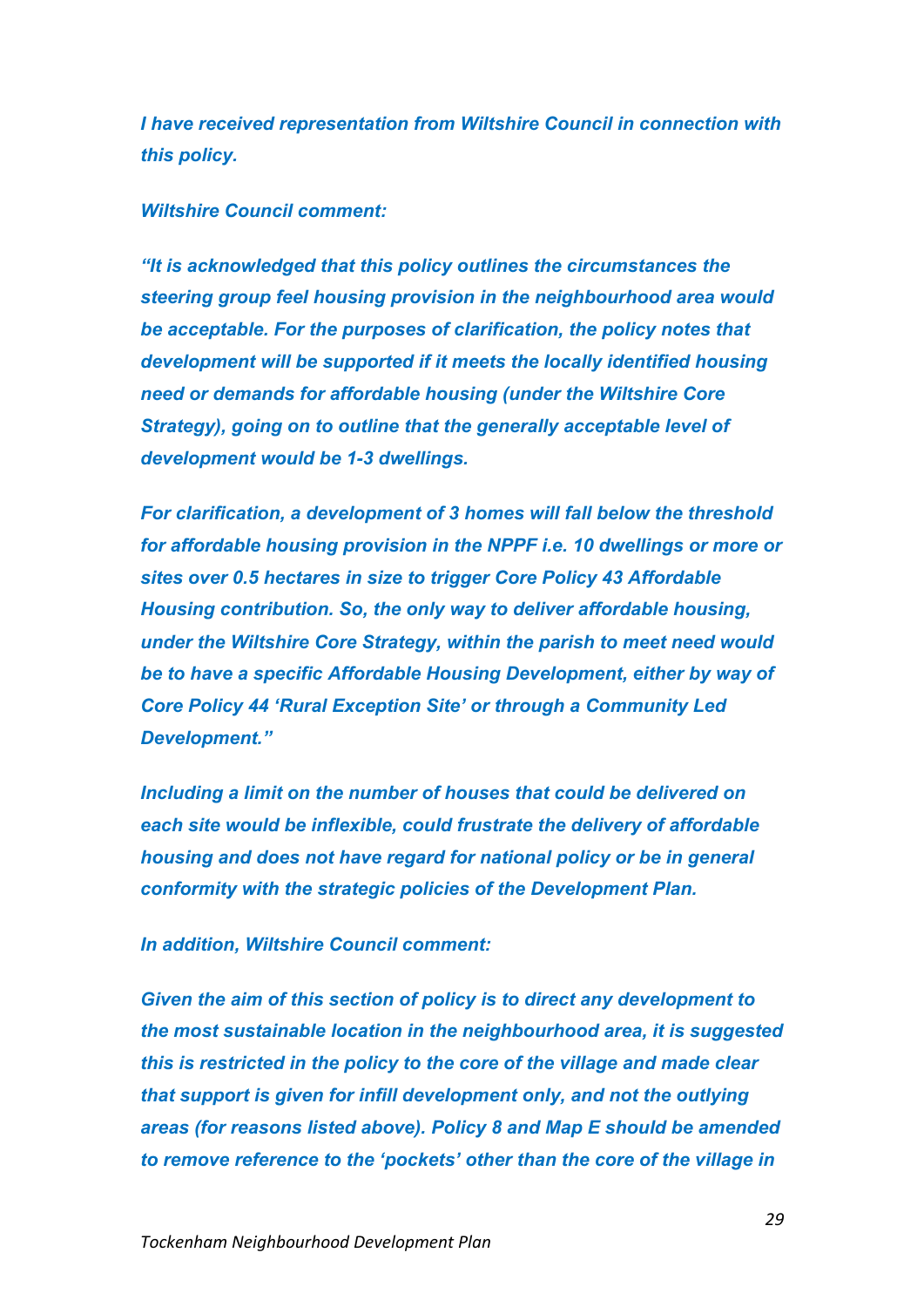***I have received representation from Wiltshire Council in connection with this policy.***

***Wiltshire Council comment:***

***"It is acknowledged that this policy outlines the circumstances the steering group feel housing provision in the neighbourhood area would be acceptable. For the purposes of clarification, the policy notes that development will be supported if it meets the locally identified housing need or demands for affordable housing (under the Wiltshire Core Strategy), going on to outline that the generally acceptable level of development would be 1-3 dwellings.***

***For clarification, a development of 3 homes will fall below the threshold for affordable housing provision in the NPPF i.e. 10 dwellings or more or sites over 0.5 hectares in size to trigger Core Policy 43 Affordable Housing contribution. So, the only way to deliver affordable housing, under the Wiltshire Core Strategy, within the parish to meet need would be to have a specific Affordable Housing Development, either by way of Core Policy 44 'Rural Exception Site' or through a Community Led Development."***

***Including a limit on the number of houses that could be delivered on each site would be inflexible, could frustrate the delivery of affordable housing and does not have regard for national policy or be in general conformity with the strategic policies of the Development Plan.***

***In addition, Wiltshire Council comment:***

***Given the aim of this section of policy is to direct any development to the most sustainable location in the neighbourhood area, it is suggested this is restricted in the policy to the core of the village and made clear that support is given for infill development only, and not the outlying areas (for reasons listed above). Policy 8 and Map E should be amended to remove reference to the 'pockets' other than the core of the village in***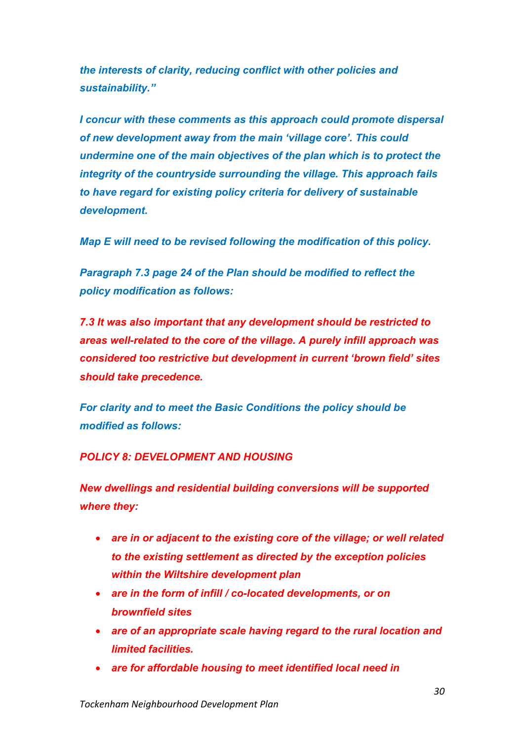***the interests of clarity, reducing conflict with other policies and sustainability."***

***I concur with these comments as this approach could promote dispersal of new development away from the main 'village core'. This could undermine one of the main objectives of the plan which is to protect the integrity of the countryside surrounding the village. This approach fails to have regard for existing policy criteria for delivery of sustainable development.***

***Map E will need to be revised following the modification of this policy.***

***Paragraph 7.3 page 24 of the Plan should be modified to reflect the policy modification as follows:***

***7.3 It was also important that any development should be restricted to areas well-related to the core of the village. A purely infill approach was considered too restrictive but development in current 'brown field' sites should take precedence.***

***For clarity and to meet the Basic Conditions the policy should be modified as follows:***

***POLICY 8: DEVELOPMENT AND HOUSING***

***New dwellings and residential building conversions will be supported where they:***

- ***are in or adjacent to the existing core of the village; or well related to the existing settlement as directed by the exception policies within the Wiltshire development plan***
- ***are in the form of infill / co-located developments, or on brownfield sites***
- ***are of an appropriate scale having regard to the rural location and limited facilities.***
- ***are for affordable housing to meet identified local need in***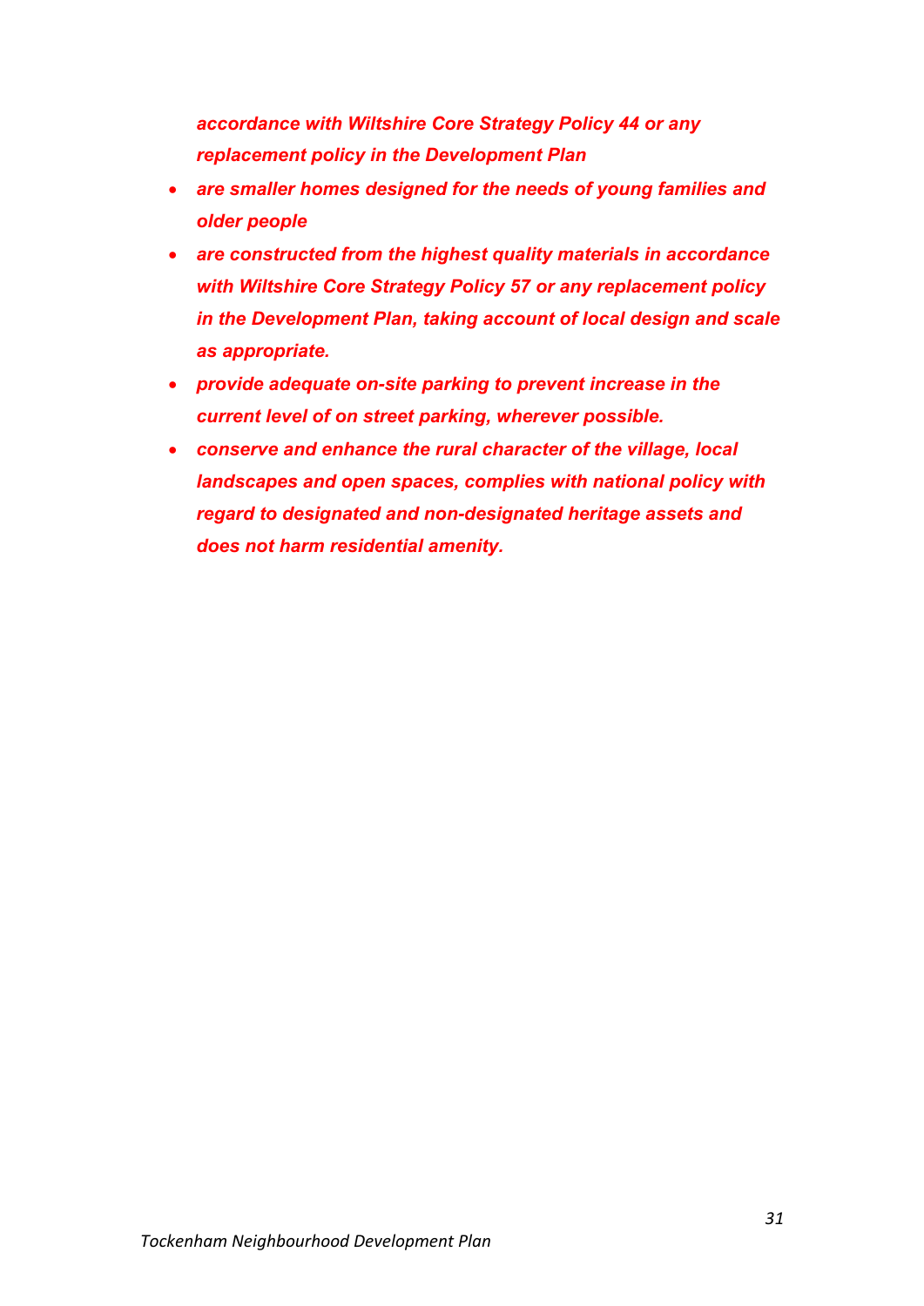*accordance with Wiltshire Core Strategy Policy 44 or any replacement policy in the Development Plan*

- ***are smaller homes designed for the needs of young families and older people***
- ***are constructed from the highest quality materials in accordance with Wiltshire Core Strategy Policy 57 or any replacement policy in the Development Plan, taking account of local design and scale as appropriate.***
- ***provide adequate on-site parking to prevent increase in the current level of on street parking, wherever possible.***
- ***conserve and enhance the rural character of the village, local landscapes and open spaces, complies with national policy with regard to designated and non-designated heritage assets and does not harm residential amenity.***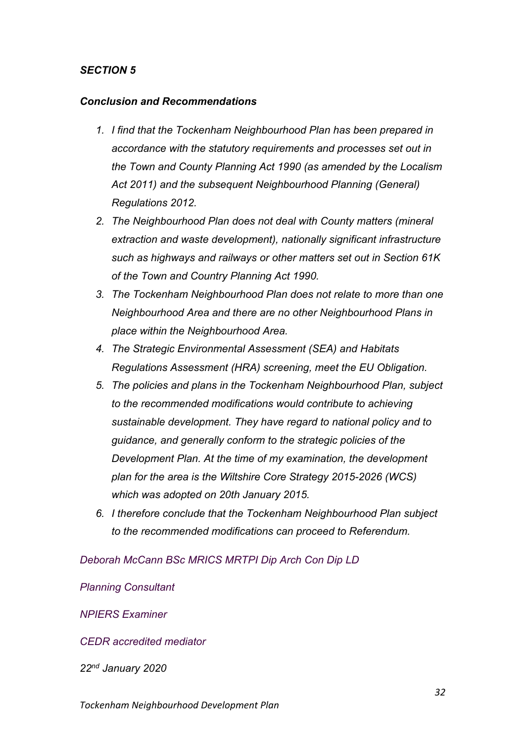## *SECTION 5*

### *Conclusion and Recommendations*

1. *I find that the Tockenham Neighbourhood Plan has been prepared in accordance with the statutory requirements and processes set out in the Town and County Planning Act 1990 (as amended by the Localism Act 2011) and the subsequent Neighbourhood Planning (General) Regulations 2012.*
2. *The Neighbourhood Plan does not deal with County matters (mineral extraction and waste development), nationally significant infrastructure such as highways and railways or other matters set out in Section 61K of the Town and Country Planning Act 1990.*
3. *The Tockenham Neighbourhood Plan does not relate to more than one Neighbourhood Area and there are no other Neighbourhood Plans in place within the Neighbourhood Area.*
4. *The Strategic Environmental Assessment (SEA) and Habitats Regulations Assessment (HRA) screening, meet the EU Obligation.*
5. *The policies and plans in the Tockenham Neighbourhood Plan, subject to the recommended modifications would contribute to achieving sustainable development. They have regard to national policy and to guidance, and generally conform to the strategic policies of the Development Plan. At the time of my examination, the development plan for the area is the Wiltshire Core Strategy 2015-2026 (WCS) which was adopted on 20th January 2015.*
6. *I therefore conclude that the Tockenham Neighbourhood Plan subject to the recommended modifications can proceed to Referendum.*

*Deborah McCann BSc MRICS MRTPI Dip Arch Con Dip LD*

*Planning Consultant*

*NPIERS Examiner*

*CEDR accredited mediator*

*22nd January 2020*